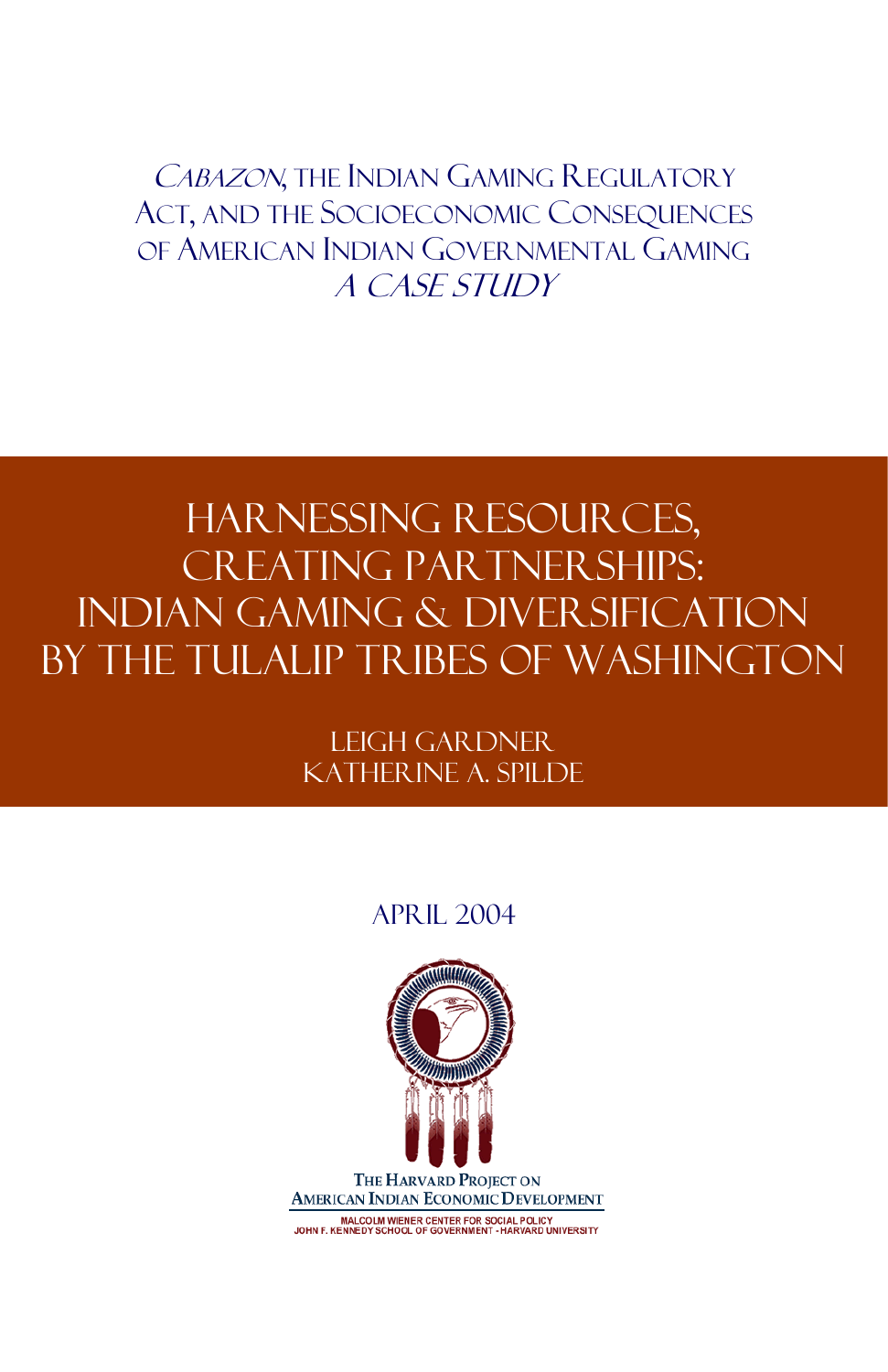*Cabazon*, the Indian Gaming Regulatory Act, and the Socioeconomic Consequences of American Indian Governmental Gaming

*A Case Study*

# Harnessing Resources, Creating Partnerships: Indian Gaming & Diversification by the Tulalip Tribes of Washington

Leigh Gardner
Katherine A. Spilde

April 2004

The Harvard Project on American Indian Economic Development

Malcolm Wiener Center for Social Policy
John F. Kennedy School of Government - Harvard University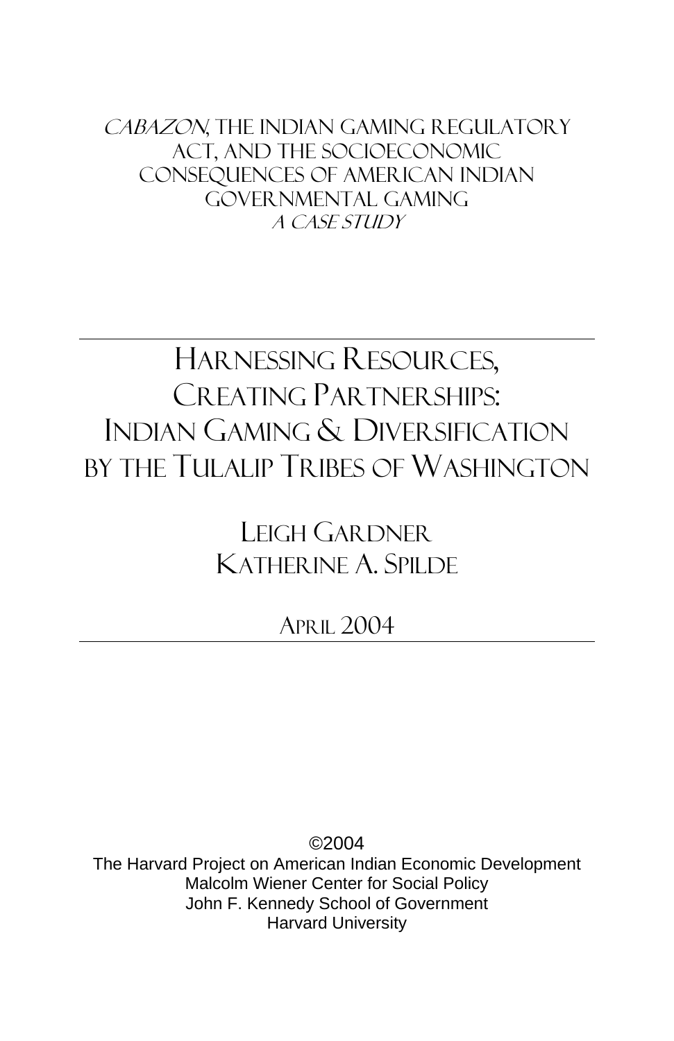*CABAZON*, THE INDIAN GAMING REGULATORY ACT, AND THE SOCIOECONOMIC CONSEQUENCES OF AMERICAN INDIAN GOVERNMENTAL GAMING

*A CASE STUDY*

---

# HARNESSING RESOURCES, CREATING PARTNERSHIPS: INDIAN GAMING & DIVERSIFICATION BY THE TULALIP TRIBES OF WASHINGTON

LEIGH GARDNER

KATHERINE A. SPILDE

APRIL 2004

---

©2004

The Harvard Project on American Indian Economic Development

Malcolm Wiener Center for Social Policy

John F. Kennedy School of Government

Harvard University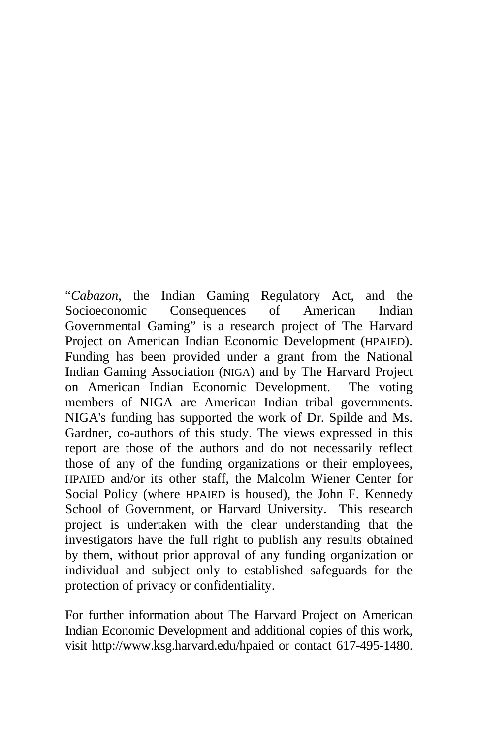"*Cabazon*, the Indian Gaming Regulatory Act, and the Socioeconomic Consequences of American Indian Governmental Gaming" is a research project of The Harvard Project on American Indian Economic Development (HPAIED). Funding has been provided under a grant from the National Indian Gaming Association (NIGA) and by The Harvard Project on American Indian Economic Development. The voting members of NIGA are American Indian tribal governments. NIGA's funding has supported the work of Dr. Spilde and Ms. Gardner, co-authors of this study. The views expressed in this report are those of the authors and do not necessarily reflect those of any of the funding organizations or their employees, HPAIED and/or its other staff, the Malcolm Wiener Center for Social Policy (where HPAIED is housed), the John F. Kennedy School of Government, or Harvard University. This research project is undertaken with the clear understanding that the investigators have the full right to publish any results obtained by them, without prior approval of any funding organization or individual and subject only to established safeguards for the protection of privacy or confidentiality.

For further information about The Harvard Project on American Indian Economic Development and additional copies of this work, visit http://www.ksg.harvard.edu/hpaied or contact 617-495-1480.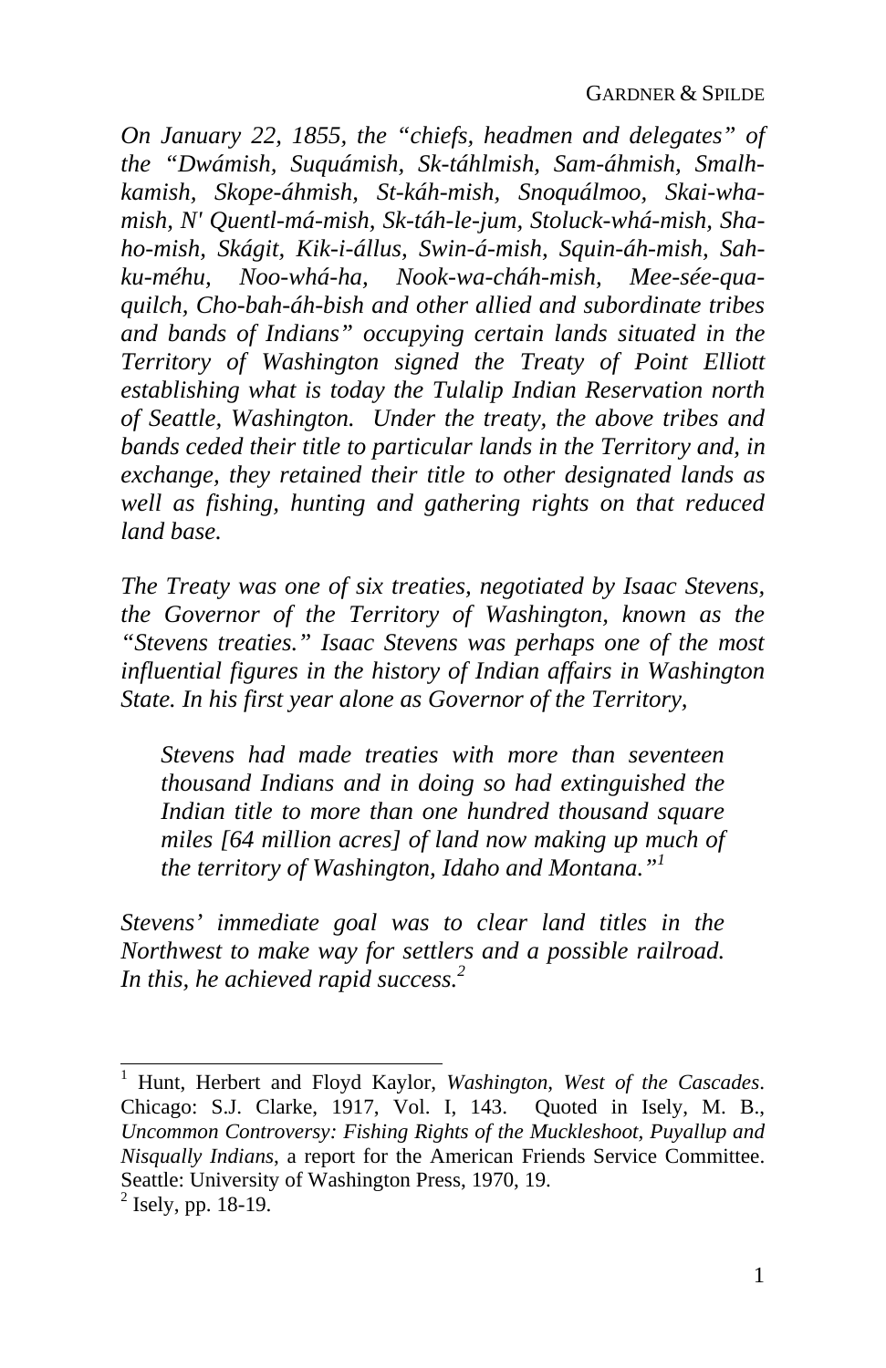*On January 22, 1855, the "chiefs, headmen and delegates" of the "Dwámish, Suquámish, Sk-táhlmish, Sam-áhmish, Smalh-kamish, Skope-áhmish, St-káh-mish, Snoquálmoo, Skai-wha-mish, N' Quentl-má-mish, Sk-táh-le-jum, Stoluck-whá-mish, Sha-ho-mish, Skágit, Kik-i-állus, Swin-á-mish, Squin-áh-mish, Sah-ku-méhu, Noo-whá-ha, Nook-wa-cháh-mish, Mee-sée-qua-quilch, Cho-bah-áh-bish and other allied and subordinate tribes and bands of Indians" occupying certain lands situated in the Territory of Washington signed the Treaty of Point Elliott establishing what is today the Tulalip Indian Reservation north of Seattle, Washington. Under the treaty, the above tribes and bands ceded their title to particular lands in the Territory and, in exchange, they retained their title to other designated lands as well as fishing, hunting and gathering rights on that reduced land base.*

*The Treaty was one of six treaties, negotiated by Isaac Stevens, the Governor of the Territory of Washington, known as the "Stevens treaties." Isaac Stevens was perhaps one of the most influential figures in the history of Indian affairs in Washington State. In his first year alone as Governor of the Territory,*

> *Stevens had made treaties with more than seventeen thousand Indians and in doing so had extinguished the Indian title to more than one hundred thousand square miles [64 million acres] of land now making up much of the territory of Washington, Idaho and Montana."*[1]

*Stevens' immediate goal was to clear land titles in the Northwest to make way for settlers and a possible railroad. In this, he achieved rapid success.*[2]

---

[1] Hunt, Herbert and Floyd Kaylor, *Washington, West of the Cascades*. Chicago: S.J. Clarke, 1917, Vol. I, 143. Quoted in Isely, M. B., *Uncommon Controversy: Fishing Rights of the Muckleshoot, Puyallup and Nisqually Indians*, a report for the American Friends Service Committee. Seattle: University of Washington Press, 1970, 19.

[2] Isely, pp. 18-19.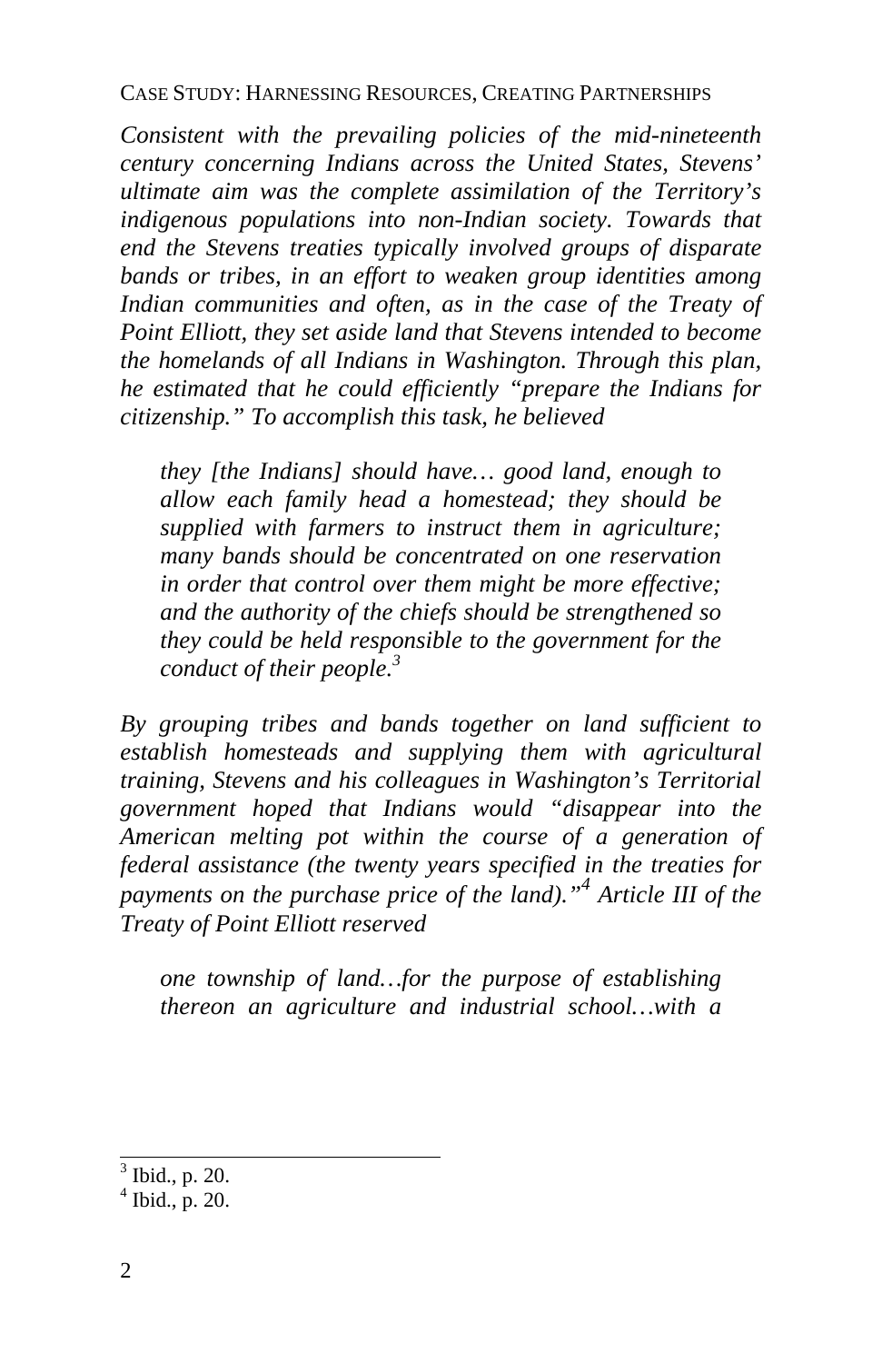*Consistent with the prevailing policies of the mid-nineteenth century concerning Indians across the United States, Stevens' ultimate aim was the complete assimilation of the Territory's indigenous populations into non-Indian society. Towards that end the Stevens treaties typically involved groups of disparate bands or tribes, in an effort to weaken group identities among Indian communities and often, as in the case of the Treaty of Point Elliott, they set aside land that Stevens intended to become the homelands of all Indians in Washington. Through this plan, he estimated that he could efficiently "prepare the Indians for citizenship." To accomplish this task, he believed*

> *they [the Indians] should have… good land, enough to allow each family head a homestead; they should be supplied with farmers to instruct them in agriculture; many bands should be concentrated on one reservation in order that control over them might be more effective; and the authority of the chiefs should be strengthened so they could be held responsible to the government for the conduct of their people.*[3]

*By grouping tribes and bands together on land sufficient to establish homesteads and supplying them with agricultural training, Stevens and his colleagues in Washington's Territorial government hoped that Indians would "disappear into the American melting pot within the course of a generation of federal assistance (the twenty years specified in the treaties for payments on the purchase price of the land)."*[4] *Article III of the Treaty of Point Elliott reserved*

> *one township of land…for the purpose of establishing thereon an agriculture and industrial school…with a*

[3] Ibid., p. 20.

[4] Ibid., p. 20.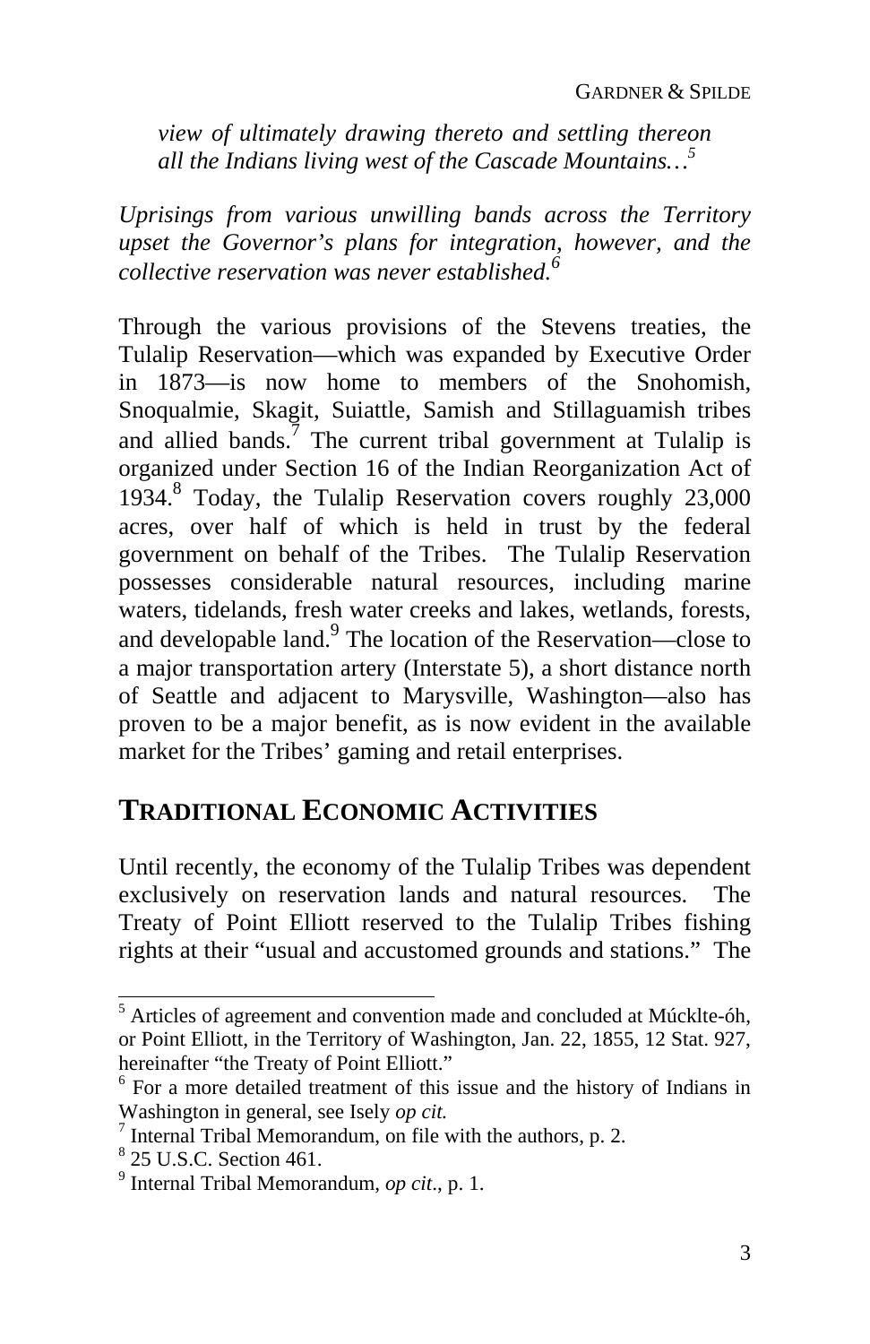> *view of ultimately drawing thereto and settling thereon all the Indians living west of the Cascade Mountains…*[5]

*Uprisings from various unwilling bands across the Territory upset the Governor's plans for integration, however, and the collective reservation was never established.*[6]

Through the various provisions of the Stevens treaties, the Tulalip Reservation—which was expanded by Executive Order in 1873—is now home to members of the Snohomish, Snoqualmie, Skagit, Suiattle, Samish and Stillaguamish tribes and allied bands.[7] The current tribal government at Tulalip is organized under Section 16 of the Indian Reorganization Act of 1934.[8] Today, the Tulalip Reservation covers roughly 23,000 acres, over half of which is held in trust by the federal government on behalf of the Tribes. The Tulalip Reservation possesses considerable natural resources, including marine waters, tidelands, fresh water creeks and lakes, wetlands, forests, and developable land.[9] The location of the Reservation—close to a major transportation artery (Interstate 5), a short distance north of Seattle and adjacent to Marysville, Washington—also has proven to be a major benefit, as is now evident in the available market for the Tribes' gaming and retail enterprises.

## TRADITIONAL ECONOMIC ACTIVITIES

Until recently, the economy of the Tulalip Tribes was dependent exclusively on reservation lands and natural resources. The Treaty of Point Elliott reserved to the Tulalip Tribes fishing rights at their "usual and accustomed grounds and stations." The

---

[5] Articles of agreement and convention made and concluded at Múcklte-óh, or Point Elliott, in the Territory of Washington, Jan. 22, 1855, 12 Stat. 927, hereinafter "the Treaty of Point Elliott."

[6] For a more detailed treatment of this issue and the history of Indians in Washington in general, see Isely *op cit.*

[7] Internal Tribal Memorandum, on file with the authors, p. 2.

[8] 25 U.S.C. Section 461.

[9] Internal Tribal Memorandum, *op cit*., p. 1.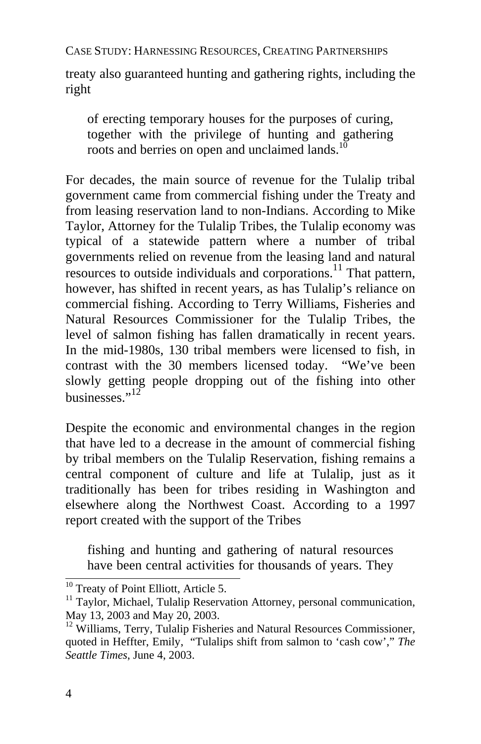treaty also guaranteed hunting and gathering rights, including the right

> of erecting temporary houses for the purposes of curing, together with the privilege of hunting and gathering roots and berries on open and unclaimed lands.[10]

For decades, the main source of revenue for the Tulalip tribal government came from commercial fishing under the Treaty and from leasing reservation land to non-Indians. According to Mike Taylor, Attorney for the Tulalip Tribes, the Tulalip economy was typical of a statewide pattern where a number of tribal governments relied on revenue from the leasing land and natural resources to outside individuals and corporations.[11] That pattern, however, has shifted in recent years, as has Tulalip's reliance on commercial fishing. According to Terry Williams, Fisheries and Natural Resources Commissioner for the Tulalip Tribes, the level of salmon fishing has fallen dramatically in recent years. In the mid-1980s, 130 tribal members were licensed to fish, in contrast with the 30 members licensed today. "We've been slowly getting people dropping out of the fishing into other businesses."[12]

Despite the economic and environmental changes in the region that have led to a decrease in the amount of commercial fishing by tribal members on the Tulalip Reservation, fishing remains a central component of culture and life at Tulalip, just as it traditionally has been for tribes residing in Washington and elsewhere along the Northwest Coast. According to a 1997 report created with the support of the Tribes

> fishing and hunting and gathering of natural resources have been central activities for thousands of years. They

---

[10] Treaty of Point Elliott, Article 5.

[11] Taylor, Michael, Tulalip Reservation Attorney, personal communication, May 13, 2003 and May 20, 2003.

[12] Williams, Terry, Tulalip Fisheries and Natural Resources Commissioner, quoted in Heffter, Emily, "Tulalips shift from salmon to 'cash cow'," *The Seattle Times*, June 4, 2003.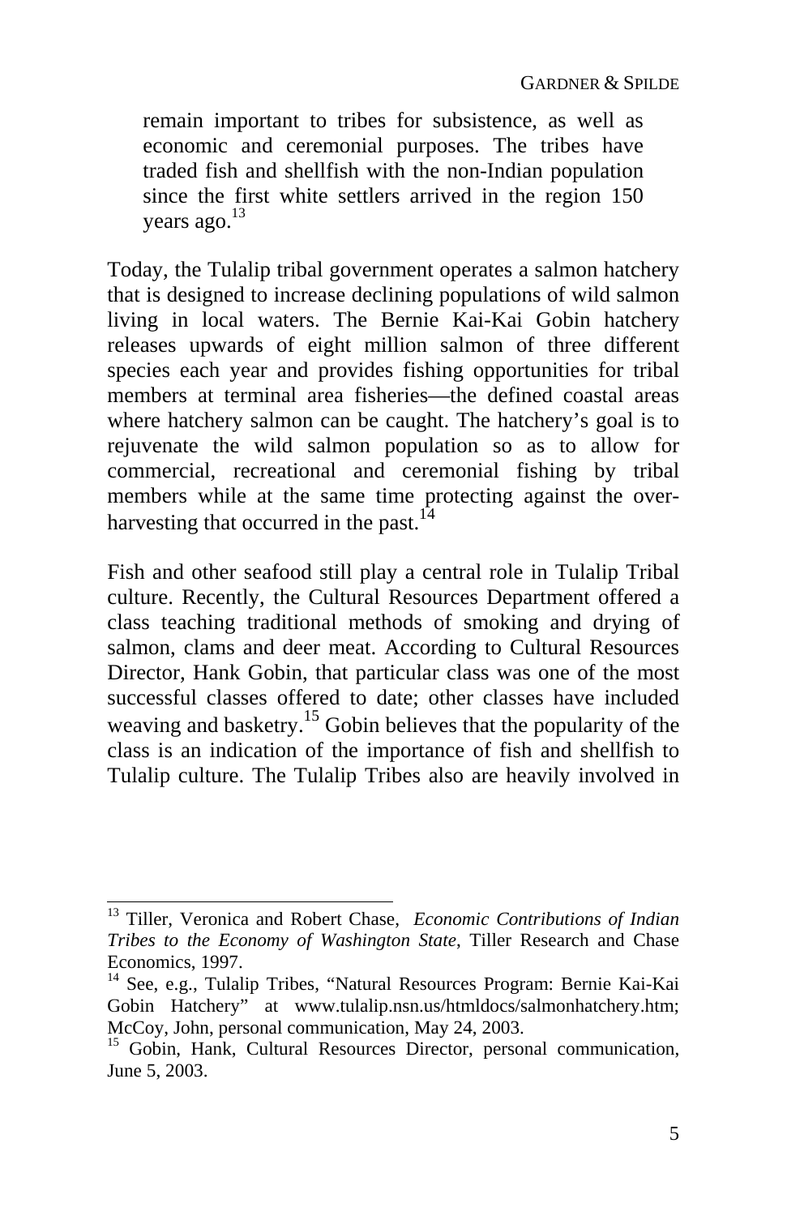> remain important to tribes for subsistence, as well as economic and ceremonial purposes. The tribes have traded fish and shellfish with the non-Indian population since the first white settlers arrived in the region 150 years ago.[13]

Today, the Tulalip tribal government operates a salmon hatchery that is designed to increase declining populations of wild salmon living in local waters. The Bernie Kai-Kai Gobin hatchery releases upwards of eight million salmon of three different species each year and provides fishing opportunities for tribal members at terminal area fisheries—the defined coastal areas where hatchery salmon can be caught. The hatchery's goal is to rejuvenate the wild salmon population so as to allow for commercial, recreational and ceremonial fishing by tribal members while at the same time protecting against the over-harvesting that occurred in the past.[14]

Fish and other seafood still play a central role in Tulalip Tribal culture. Recently, the Cultural Resources Department offered a class teaching traditional methods of smoking and drying of salmon, clams and deer meat. According to Cultural Resources Director, Hank Gobin, that particular class was one of the most successful classes offered to date; other classes have included weaving and basketry.[15] Gobin believes that the popularity of the class is an indication of the importance of fish and shellfish to Tulalip culture. The Tulalip Tribes also are heavily involved in

---

[13] Tiller, Veronica and Robert Chase, *Economic Contributions of Indian Tribes to the Economy of Washington State*, Tiller Research and Chase Economics, 1997.

[14] See, e.g., Tulalip Tribes, "Natural Resources Program: Bernie Kai-Kai Gobin Hatchery" at www.tulalip.nsn.us/htmldocs/salmonhatchery.htm; McCoy, John, personal communication, May 24, 2003.

[15] Gobin, Hank, Cultural Resources Director, personal communication, June 5, 2003.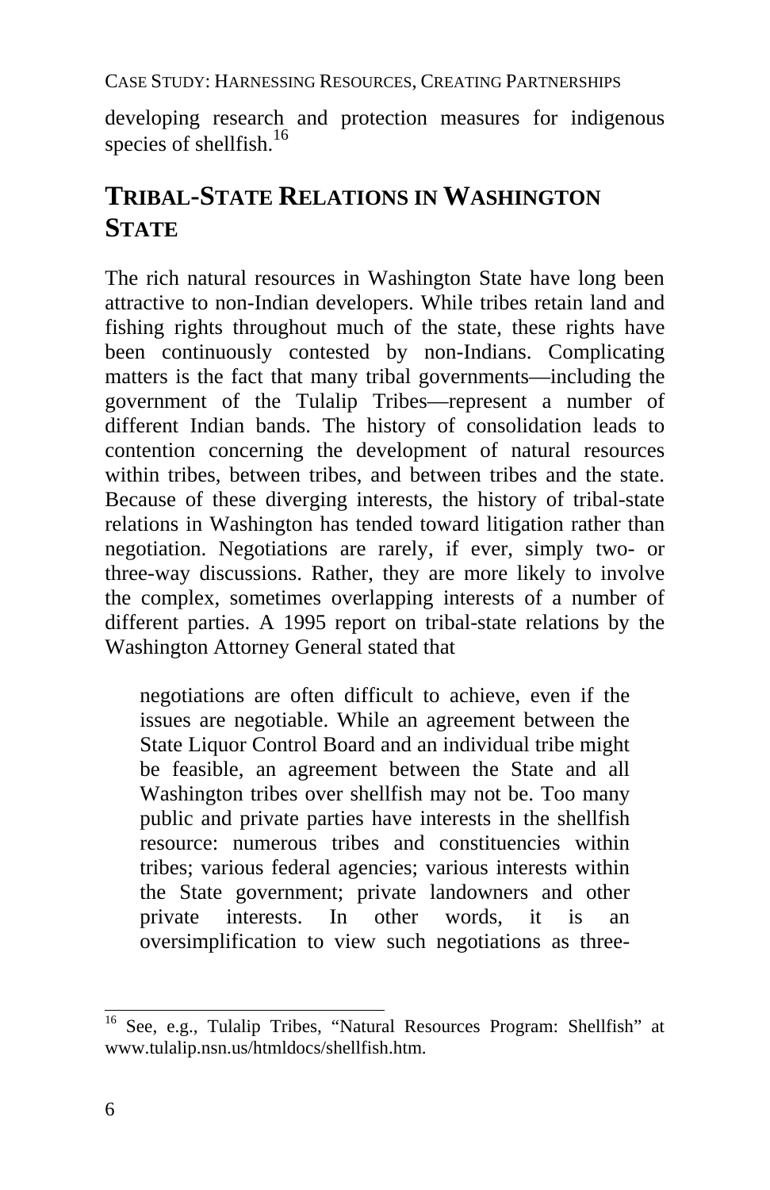developing research and protection measures for indigenous species of shellfish.[16]

## TRIBAL-STATE RELATIONS IN WASHINGTON STATE

The rich natural resources in Washington State have long been attractive to non-Indian developers. While tribes retain land and fishing rights throughout much of the state, these rights have been continuously contested by non-Indians. Complicating matters is the fact that many tribal governments—including the government of the Tulalip Tribes—represent a number of different Indian bands. The history of consolidation leads to contention concerning the development of natural resources within tribes, between tribes, and between tribes and the state. Because of these diverging interests, the history of tribal-state relations in Washington has tended toward litigation rather than negotiation. Negotiations are rarely, if ever, simply two- or three-way discussions. Rather, they are more likely to involve the complex, sometimes overlapping interests of a number of different parties. A 1995 report on tribal-state relations by the Washington Attorney General stated that

> negotiations are often difficult to achieve, even if the issues are negotiable. While an agreement between the State Liquor Control Board and an individual tribe might be feasible, an agreement between the State and all Washington tribes over shellfish may not be. Too many public and private parties have interests in the shellfish resource: numerous tribes and constituencies within tribes; various federal agencies; various interests within the State government; private landowners and other private interests. In other words, it is an oversimplification to view such negotiations as three-

[16] See, e.g., Tulalip Tribes, "Natural Resources Program: Shellfish" at www.tulalip.nsn.us/htmldocs/shellfish.htm.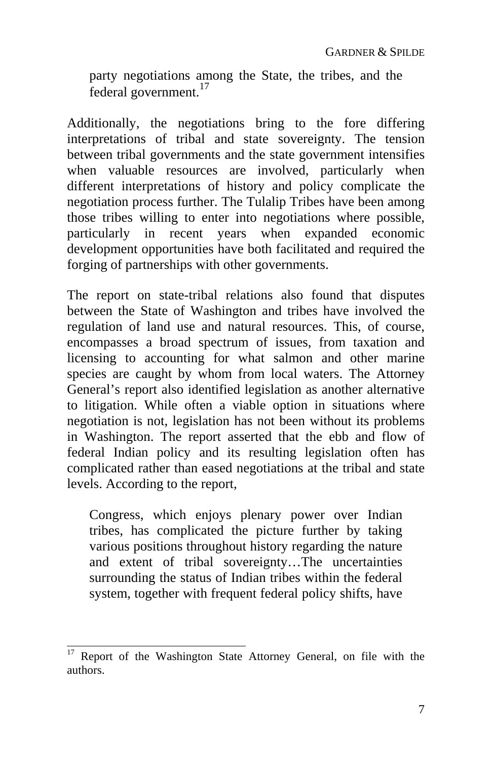> party negotiations among the State, the tribes, and the federal government.[17]

Additionally, the negotiations bring to the fore differing interpretations of tribal and state sovereignty. The tension between tribal governments and the state government intensifies when valuable resources are involved, particularly when different interpretations of history and policy complicate the negotiation process further. The Tulalip Tribes have been among those tribes willing to enter into negotiations where possible, particularly in recent years when expanded economic development opportunities have both facilitated and required the forging of partnerships with other governments.

The report on state-tribal relations also found that disputes between the State of Washington and tribes have involved the regulation of land use and natural resources. This, of course, encompasses a broad spectrum of issues, from taxation and licensing to accounting for what salmon and other marine species are caught by whom from local waters. The Attorney General's report also identified legislation as another alternative to litigation. While often a viable option in situations where negotiation is not, legislation has not been without its problems in Washington. The report asserted that the ebb and flow of federal Indian policy and its resulting legislation often has complicated rather than eased negotiations at the tribal and state levels. According to the report,

> Congress, which enjoys plenary power over Indian tribes, has complicated the picture further by taking various positions throughout history regarding the nature and extent of tribal sovereignty…The uncertainties surrounding the status of Indian tribes within the federal system, together with frequent federal policy shifts, have

---

[17] Report of the Washington State Attorney General, on file with the authors.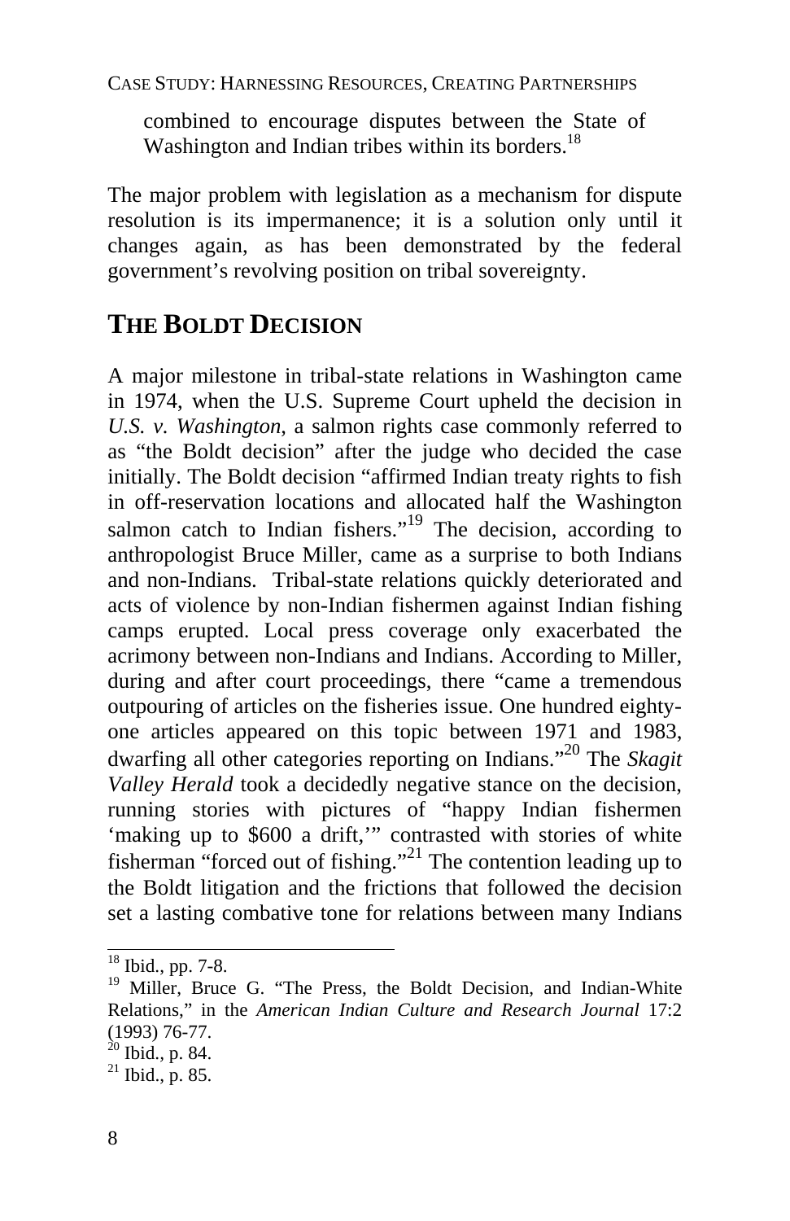combined to encourage disputes between the State of Washington and Indian tribes within its borders.[18]

The major problem with legislation as a mechanism for dispute resolution is its impermanence; it is a solution only until it changes again, as has been demonstrated by the federal government's revolving position on tribal sovereignty.

## THE BOLDT DECISION

A major milestone in tribal-state relations in Washington came in 1974, when the U.S. Supreme Court upheld the decision in *U.S. v. Washington*, a salmon rights case commonly referred to as "the Boldt decision" after the judge who decided the case initially. The Boldt decision "affirmed Indian treaty rights to fish in off-reservation locations and allocated half the Washington salmon catch to Indian fishers."[19] The decision, according to anthropologist Bruce Miller, came as a surprise to both Indians and non-Indians. Tribal-state relations quickly deteriorated and acts of violence by non-Indian fishermen against Indian fishing camps erupted. Local press coverage only exacerbated the acrimony between non-Indians and Indians. According to Miller, during and after court proceedings, there "came a tremendous outpouring of articles on the fisheries issue. One hundred eighty-one articles appeared on this topic between 1971 and 1983, dwarfing all other categories reporting on Indians."[20] The *Skagit Valley Herald* took a decidedly negative stance on the decision, running stories with pictures of "happy Indian fishermen 'making up to $600 a drift,'" contrasted with stories of white fisherman "forced out of fishing."[21] The contention leading up to the Boldt litigation and the frictions that followed the decision set a lasting combative tone for relations between many Indians

---

[18] Ibid., pp. 7-8.

[19] Miller, Bruce G. "The Press, the Boldt Decision, and Indian-White Relations," in the *American Indian Culture and Research Journal* 17:2 (1993) 76-77.

[20] Ibid., p. 84.

[21] Ibid., p. 85.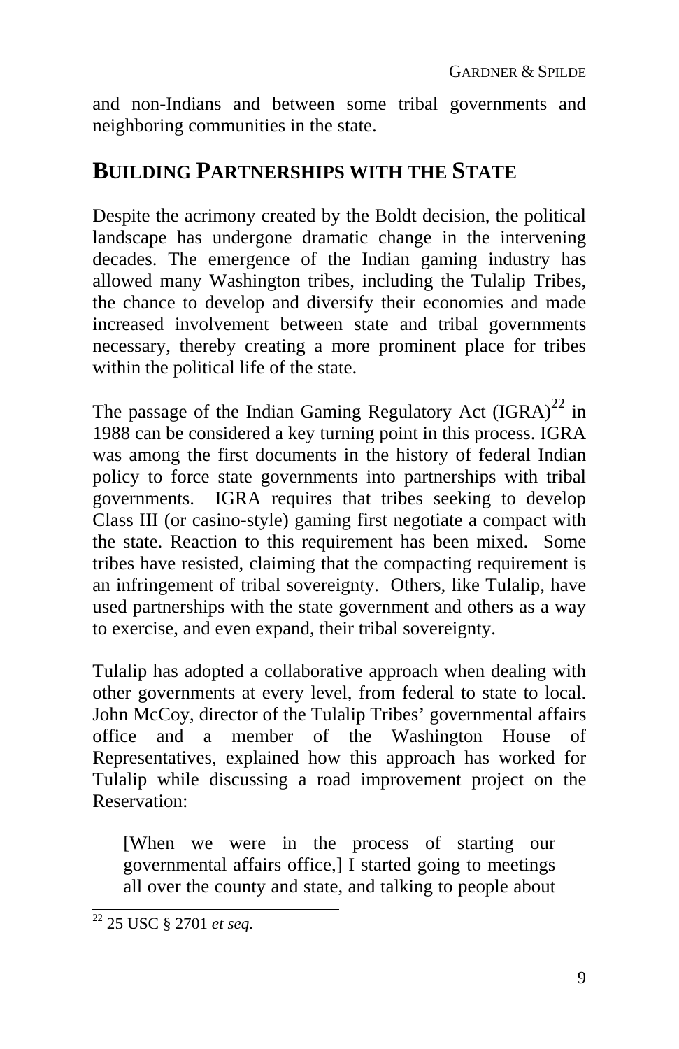and non-Indians and between some tribal governments and neighboring communities in the state.

## BUILDING PARTNERSHIPS WITH THE STATE

Despite the acrimony created by the Boldt decision, the political landscape has undergone dramatic change in the intervening decades. The emergence of the Indian gaming industry has allowed many Washington tribes, including the Tulalip Tribes, the chance to develop and diversify their economies and made increased involvement between state and tribal governments necessary, thereby creating a more prominent place for tribes within the political life of the state.

The passage of the Indian Gaming Regulatory Act (IGRA)[22] in 1988 can be considered a key turning point in this process. IGRA was among the first documents in the history of federal Indian policy to force state governments into partnerships with tribal governments. IGRA requires that tribes seeking to develop Class III (or casino-style) gaming first negotiate a compact with the state. Reaction to this requirement has been mixed. Some tribes have resisted, claiming that the compacting requirement is an infringement of tribal sovereignty. Others, like Tulalip, have used partnerships with the state government and others as a way to exercise, and even expand, their tribal sovereignty.

Tulalip has adopted a collaborative approach when dealing with other governments at every level, from federal to state to local. John McCoy, director of the Tulalip Tribes' governmental affairs office and a member of the Washington House of Representatives, explained how this approach has worked for Tulalip while discussing a road improvement project on the Reservation:

> [When we were in the process of starting our governmental affairs office,] I started going to meetings all over the county and state, and talking to people about

[22] 25 USC § 2701 *et seq.*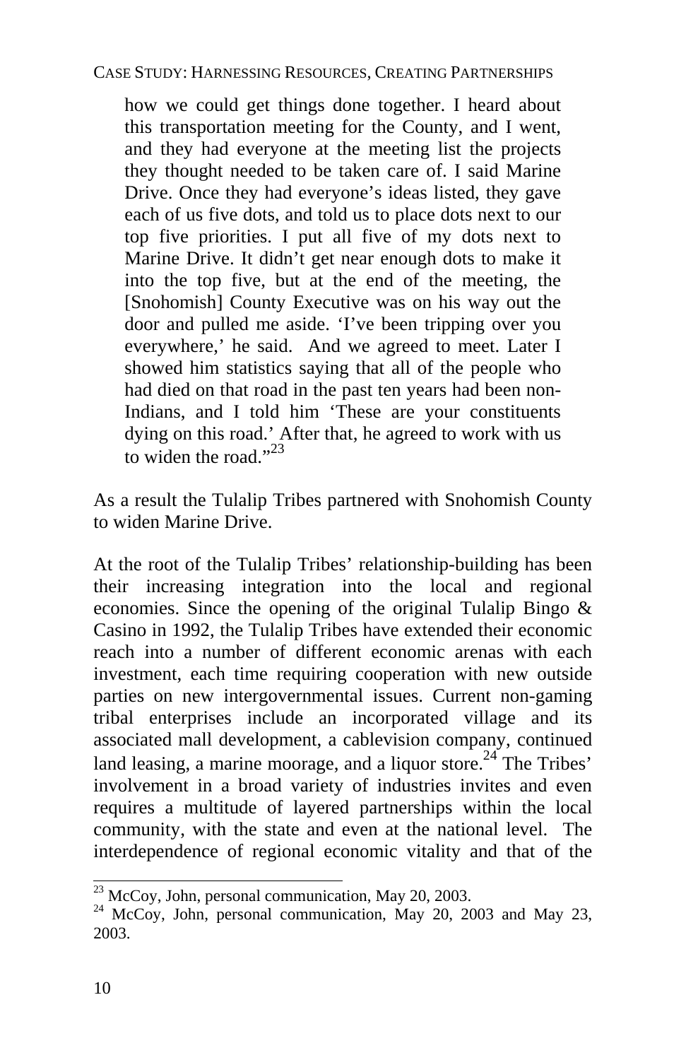> how we could get things done together. I heard about this transportation meeting for the County, and I went, and they had everyone at the meeting list the projects they thought needed to be taken care of. I said Marine Drive. Once they had everyone's ideas listed, they gave each of us five dots, and told us to place dots next to our top five priorities. I put all five of my dots next to Marine Drive. It didn't get near enough dots to make it into the top five, but at the end of the meeting, the [Snohomish] County Executive was on his way out the door and pulled me aside. 'I've been tripping over you everywhere,' he said. And we agreed to meet. Later I showed him statistics saying that all of the people who had died on that road in the past ten years had been non-Indians, and I told him 'These are your constituents dying on this road.' After that, he agreed to work with us to widen the road."[23]

As a result the Tulalip Tribes partnered with Snohomish County to widen Marine Drive.

At the root of the Tulalip Tribes' relationship-building has been their increasing integration into the local and regional economies. Since the opening of the original Tulalip Bingo & Casino in 1992, the Tulalip Tribes have extended their economic reach into a number of different economic arenas with each investment, each time requiring cooperation with new outside parties on new intergovernmental issues. Current non-gaming tribal enterprises include an incorporated village and its associated mall development, a cablevision company, continued land leasing, a marine moorage, and a liquor store.[24] The Tribes' involvement in a broad variety of industries invites and even requires a multitude of layered partnerships within the local community, with the state and even at the national level. The interdependence of regional economic vitality and that of the

---

[23] McCoy, John, personal communication, May 20, 2003.

[24] McCoy, John, personal communication, May 20, 2003 and May 23, 2003.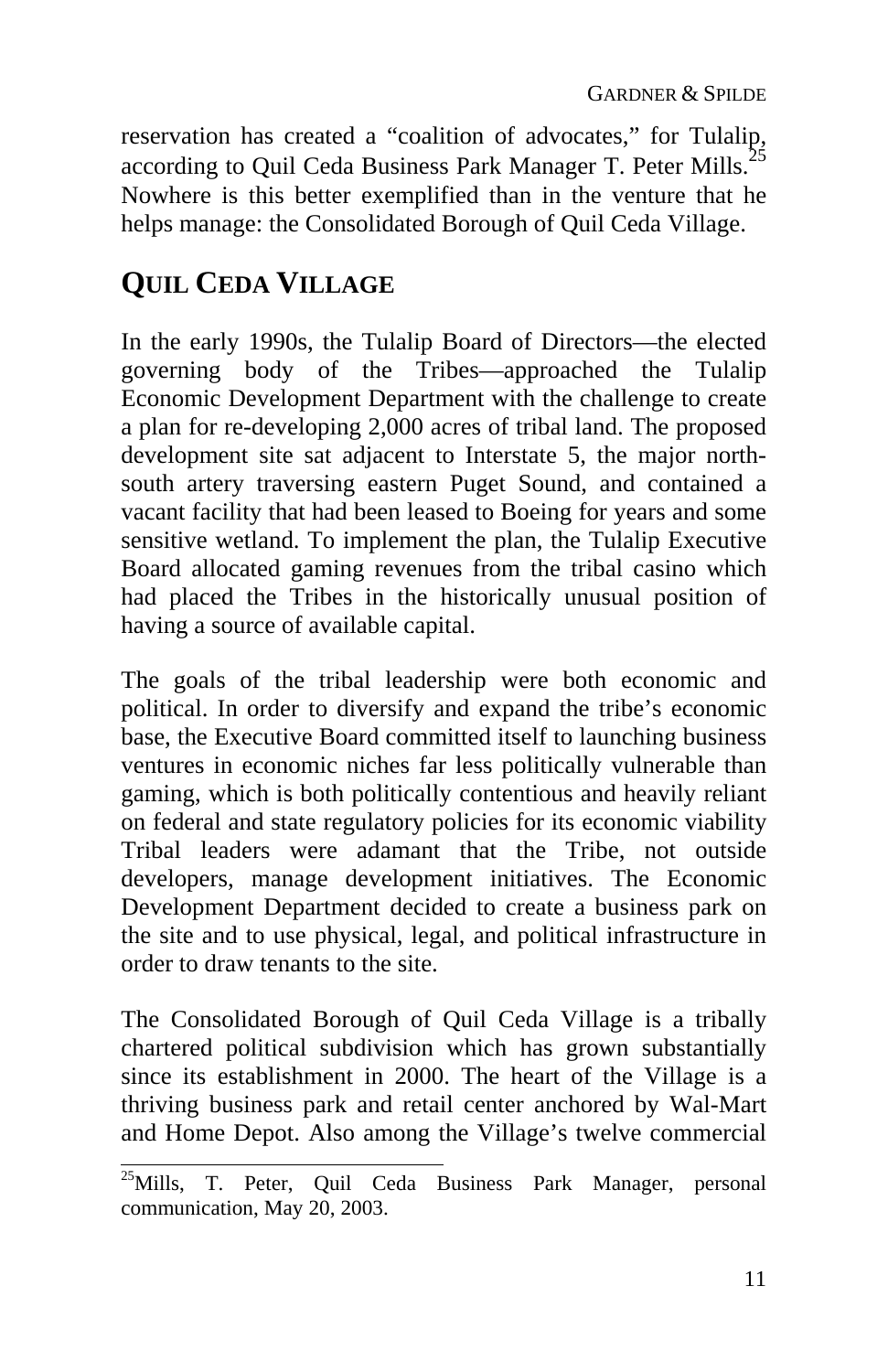reservation has created a "coalition of advocates," for Tulalip, according to Quil Ceda Business Park Manager T. Peter Mills.[25] Nowhere is this better exemplified than in the venture that he helps manage: the Consolidated Borough of Quil Ceda Village.

## QUIL CEDA VILLAGE

In the early 1990s, the Tulalip Board of Directors—the elected governing body of the Tribes—approached the Tulalip Economic Development Department with the challenge to create a plan for re-developing 2,000 acres of tribal land. The proposed development site sat adjacent to Interstate 5, the major north-south artery traversing eastern Puget Sound, and contained a vacant facility that had been leased to Boeing for years and some sensitive wetland. To implement the plan, the Tulalip Executive Board allocated gaming revenues from the tribal casino which had placed the Tribes in the historically unusual position of having a source of available capital.

The goals of the tribal leadership were both economic and political. In order to diversify and expand the tribe's economic base, the Executive Board committed itself to launching business ventures in economic niches far less politically vulnerable than gaming, which is both politically contentious and heavily reliant on federal and state regulatory policies for its economic viability Tribal leaders were adamant that the Tribe, not outside developers, manage development initiatives. The Economic Development Department decided to create a business park on the site and to use physical, legal, and political infrastructure in order to draw tenants to the site.

The Consolidated Borough of Quil Ceda Village is a tribally chartered political subdivision which has grown substantially since its establishment in 2000. The heart of the Village is a thriving business park and retail center anchored by Wal-Mart and Home Depot. Also among the Village's twelve commercial

[25] Mills, T. Peter, Quil Ceda Business Park Manager, personal communication, May 20, 2003.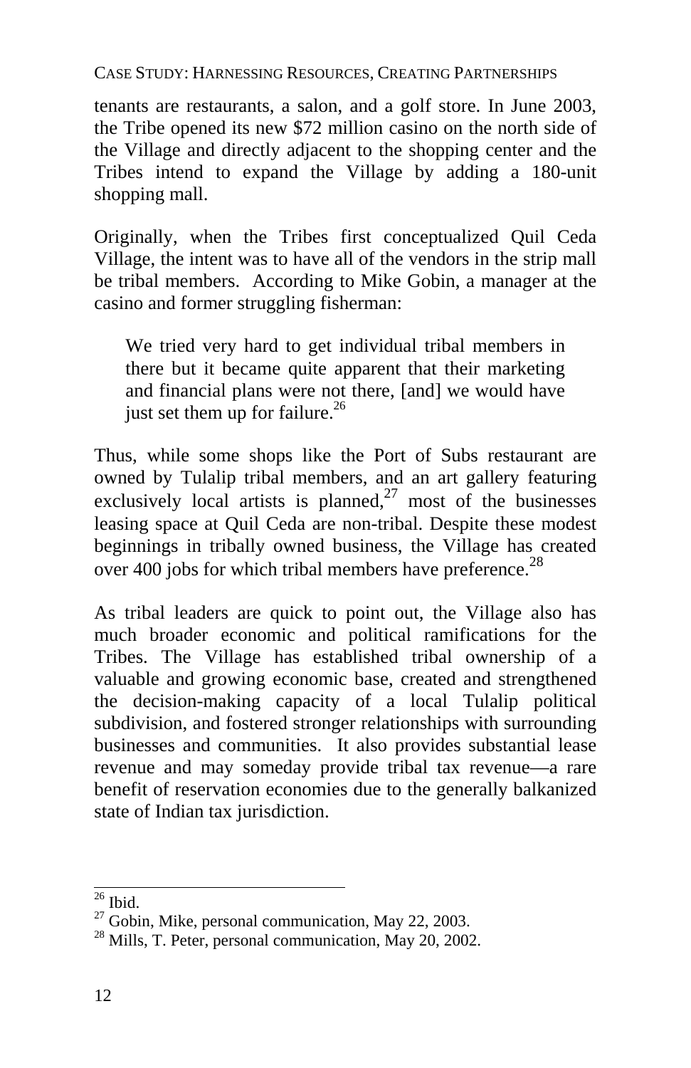tenants are restaurants, a salon, and a golf store. In June 2003, the Tribe opened its new $72 million casino on the north side of the Village and directly adjacent to the shopping center and the Tribes intend to expand the Village by adding a 180-unit shopping mall.

Originally, when the Tribes first conceptualized Quil Ceda Village, the intent was to have all of the vendors in the strip mall be tribal members. According to Mike Gobin, a manager at the casino and former struggling fisherman:

> We tried very hard to get individual tribal members in there but it became quite apparent that their marketing and financial plans were not there, [and] we would have just set them up for failure.[26]

Thus, while some shops like the Port of Subs restaurant are owned by Tulalip tribal members, and an art gallery featuring exclusively local artists is planned,[27] most of the businesses leasing space at Quil Ceda are non-tribal. Despite these modest beginnings in tribally owned business, the Village has created over 400 jobs for which tribal members have preference.[28]

As tribal leaders are quick to point out, the Village also has much broader economic and political ramifications for the Tribes. The Village has established tribal ownership of a valuable and growing economic base, created and strengthened the decision-making capacity of a local Tulalip political subdivision, and fostered stronger relationships with surrounding businesses and communities. It also provides substantial lease revenue and may someday provide tribal tax revenue—a rare benefit of reservation economies due to the generally balkanized state of Indian tax jurisdiction.

---

[26] Ibid.

[27] Gobin, Mike, personal communication, May 22, 2003.

[28] Mills, T. Peter, personal communication, May 20, 2002.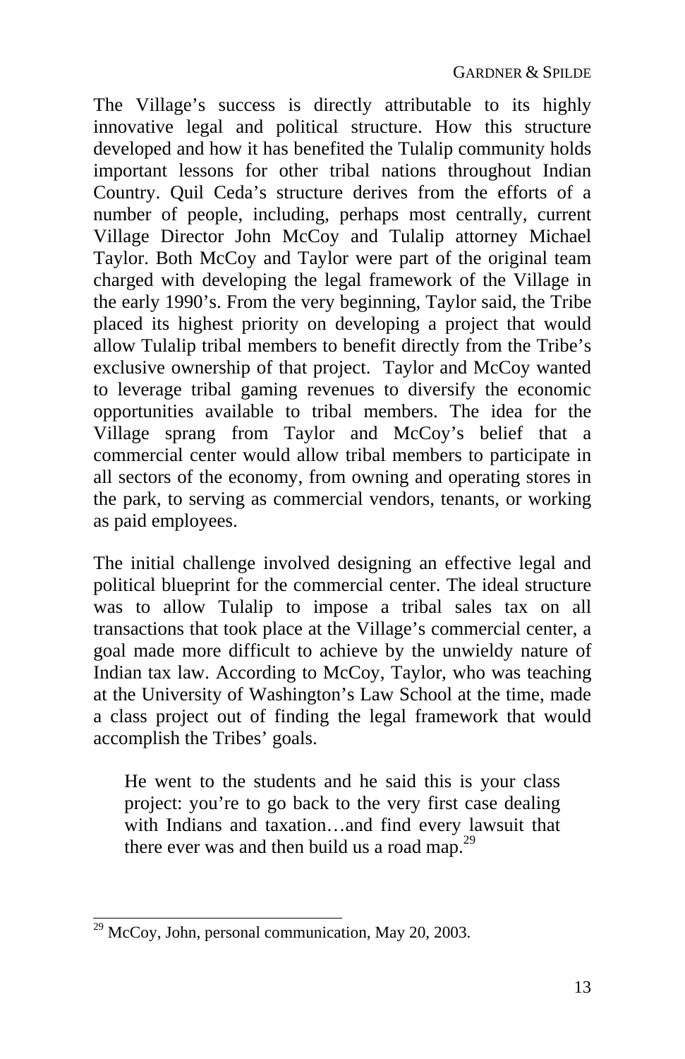The Village's success is directly attributable to its highly innovative legal and political structure. How this structure developed and how it has benefited the Tulalip community holds important lessons for other tribal nations throughout Indian Country. Quil Ceda's structure derives from the efforts of a number of people, including, perhaps most centrally, current Village Director John McCoy and Tulalip attorney Michael Taylor. Both McCoy and Taylor were part of the original team charged with developing the legal framework of the Village in the early 1990's. From the very beginning, Taylor said, the Tribe placed its highest priority on developing a project that would allow Tulalip tribal members to benefit directly from the Tribe's exclusive ownership of that project. Taylor and McCoy wanted to leverage tribal gaming revenues to diversify the economic opportunities available to tribal members. The idea for the Village sprang from Taylor and McCoy's belief that a commercial center would allow tribal members to participate in all sectors of the economy, from owning and operating stores in the park, to serving as commercial vendors, tenants, or working as paid employees.

The initial challenge involved designing an effective legal and political blueprint for the commercial center. The ideal structure was to allow Tulalip to impose a tribal sales tax on all transactions that took place at the Village's commercial center, a goal made more difficult to achieve by the unwieldy nature of Indian tax law. According to McCoy, Taylor, who was teaching at the University of Washington's Law School at the time, made a class project out of finding the legal framework that would accomplish the Tribes' goals.

> He went to the students and he said this is your class project: you're to go back to the very first case dealing with Indians and taxation…and find every lawsuit that there ever was and then build us a road map.[29]

---

[29] McCoy, John, personal communication, May 20, 2003.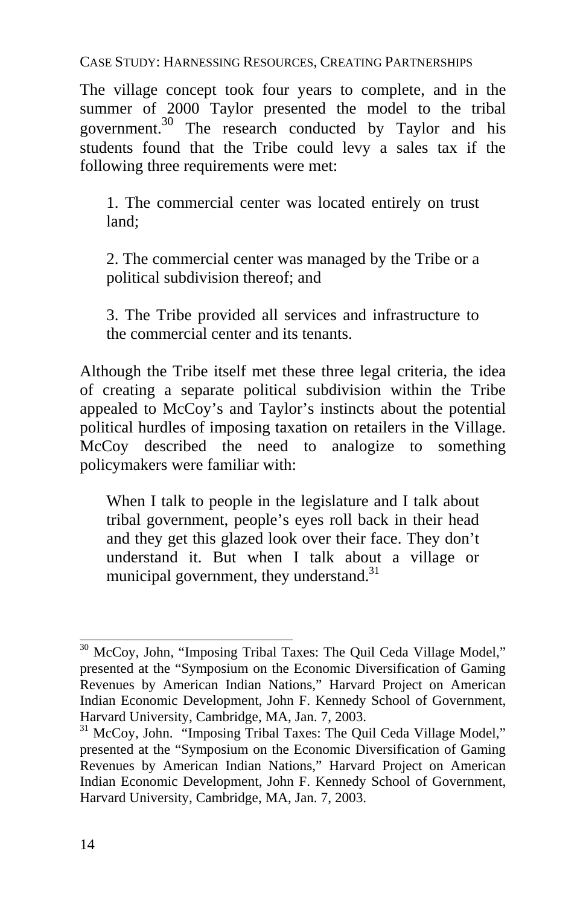The village concept took four years to complete, and in the summer of 2000 Taylor presented the model to the tribal government.[30] The research conducted by Taylor and his students found that the Tribe could levy a sales tax if the following three requirements were met:

> 1. The commercial center was located entirely on trust land;
>
> 2. The commercial center was managed by the Tribe or a political subdivision thereof; and
>
> 3. The Tribe provided all services and infrastructure to the commercial center and its tenants.

Although the Tribe itself met these three legal criteria, the idea of creating a separate political subdivision within the Tribe appealed to McCoy's and Taylor's instincts about the potential political hurdles of imposing taxation on retailers in the Village. McCoy described the need to analogize to something policymakers were familiar with:

> When I talk to people in the legislature and I talk about tribal government, people's eyes roll back in their head and they get this glazed look over their face. They don't understand it. But when I talk about a village or municipal government, they understand.[31]

---

[30] McCoy, John, "Imposing Tribal Taxes: The Quil Ceda Village Model," presented at the "Symposium on the Economic Diversification of Gaming Revenues by American Indian Nations," Harvard Project on American Indian Economic Development, John F. Kennedy School of Government, Harvard University, Cambridge, MA, Jan. 7, 2003.

[31] McCoy, John. "Imposing Tribal Taxes: The Quil Ceda Village Model," presented at the "Symposium on the Economic Diversification of Gaming Revenues by American Indian Nations," Harvard Project on American Indian Economic Development, John F. Kennedy School of Government, Harvard University, Cambridge, MA, Jan. 7, 2003.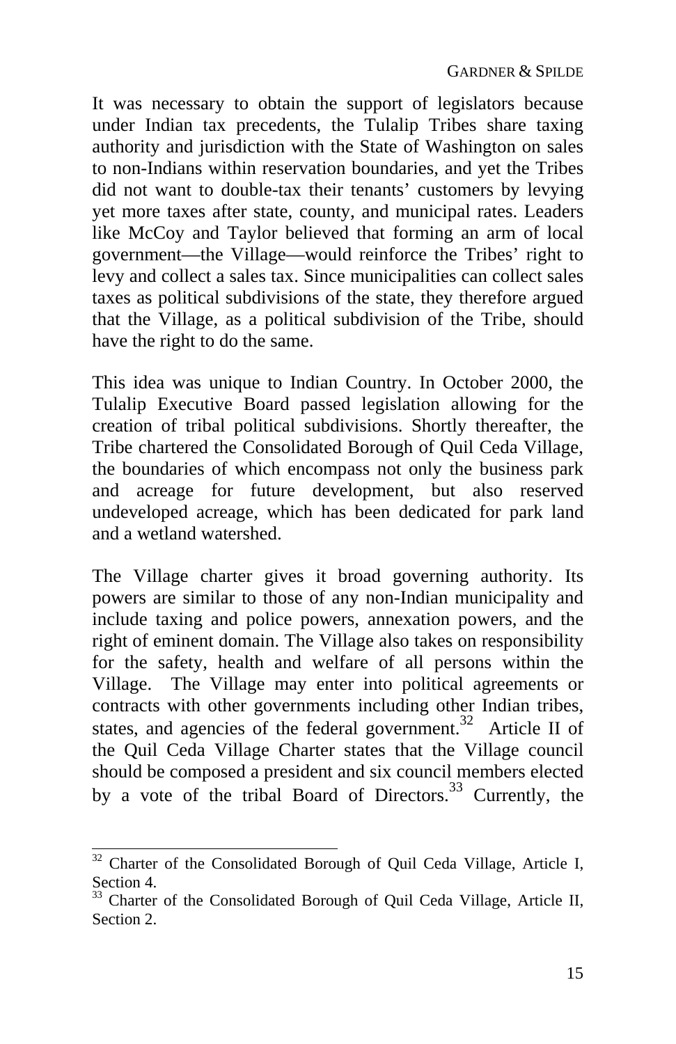It was necessary to obtain the support of legislators because under Indian tax precedents, the Tulalip Tribes share taxing authority and jurisdiction with the State of Washington on sales to non-Indians within reservation boundaries, and yet the Tribes did not want to double-tax their tenants' customers by levying yet more taxes after state, county, and municipal rates. Leaders like McCoy and Taylor believed that forming an arm of local government—the Village—would reinforce the Tribes' right to levy and collect a sales tax. Since municipalities can collect sales taxes as political subdivisions of the state, they therefore argued that the Village, as a political subdivision of the Tribe, should have the right to do the same.

This idea was unique to Indian Country. In October 2000, the Tulalip Executive Board passed legislation allowing for the creation of tribal political subdivisions. Shortly thereafter, the Tribe chartered the Consolidated Borough of Quil Ceda Village, the boundaries of which encompass not only the business park and acreage for future development, but also reserved undeveloped acreage, which has been dedicated for park land and a wetland watershed.

The Village charter gives it broad governing authority. Its powers are similar to those of any non-Indian municipality and include taxing and police powers, annexation powers, and the right of eminent domain. The Village also takes on responsibility for the safety, health and welfare of all persons within the Village. The Village may enter into political agreements or contracts with other governments including other Indian tribes, states, and agencies of the federal government.[32] Article II of the Quil Ceda Village Charter states that the Village council should be composed a president and six council members elected by a vote of the tribal Board of Directors.[33] Currently, the

---

[32] Charter of the Consolidated Borough of Quil Ceda Village, Article I, Section 4.

[33] Charter of the Consolidated Borough of Quil Ceda Village, Article II, Section 2.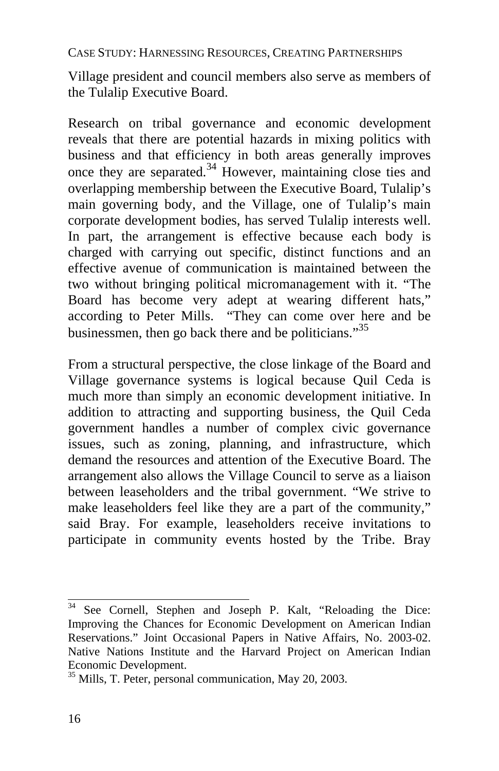Village president and council members also serve as members of the Tulalip Executive Board.

Research on tribal governance and economic development reveals that there are potential hazards in mixing politics with business and that efficiency in both areas generally improves once they are separated.[34] However, maintaining close ties and overlapping membership between the Executive Board, Tulalip's main governing body, and the Village, one of Tulalip's main corporate development bodies, has served Tulalip interests well. In part, the arrangement is effective because each body is charged with carrying out specific, distinct functions and an effective avenue of communication is maintained between the two without bringing political micromanagement with it. "The Board has become very adept at wearing different hats," according to Peter Mills. "They can come over here and be businessmen, then go back there and be politicians."[35]

From a structural perspective, the close linkage of the Board and Village governance systems is logical because Quil Ceda is much more than simply an economic development initiative. In addition to attracting and supporting business, the Quil Ceda government handles a number of complex civic governance issues, such as zoning, planning, and infrastructure, which demand the resources and attention of the Executive Board. The arrangement also allows the Village Council to serve as a liaison between leaseholders and the tribal government. "We strive to make leaseholders feel like they are a part of the community," said Bray. For example, leaseholders receive invitations to participate in community events hosted by the Tribe. Bray

---

[34] See Cornell, Stephen and Joseph P. Kalt, "Reloading the Dice: Improving the Chances for Economic Development on American Indian Reservations." Joint Occasional Papers in Native Affairs, No. 2003-02. Native Nations Institute and the Harvard Project on American Indian Economic Development.

[35] Mills, T. Peter, personal communication, May 20, 2003.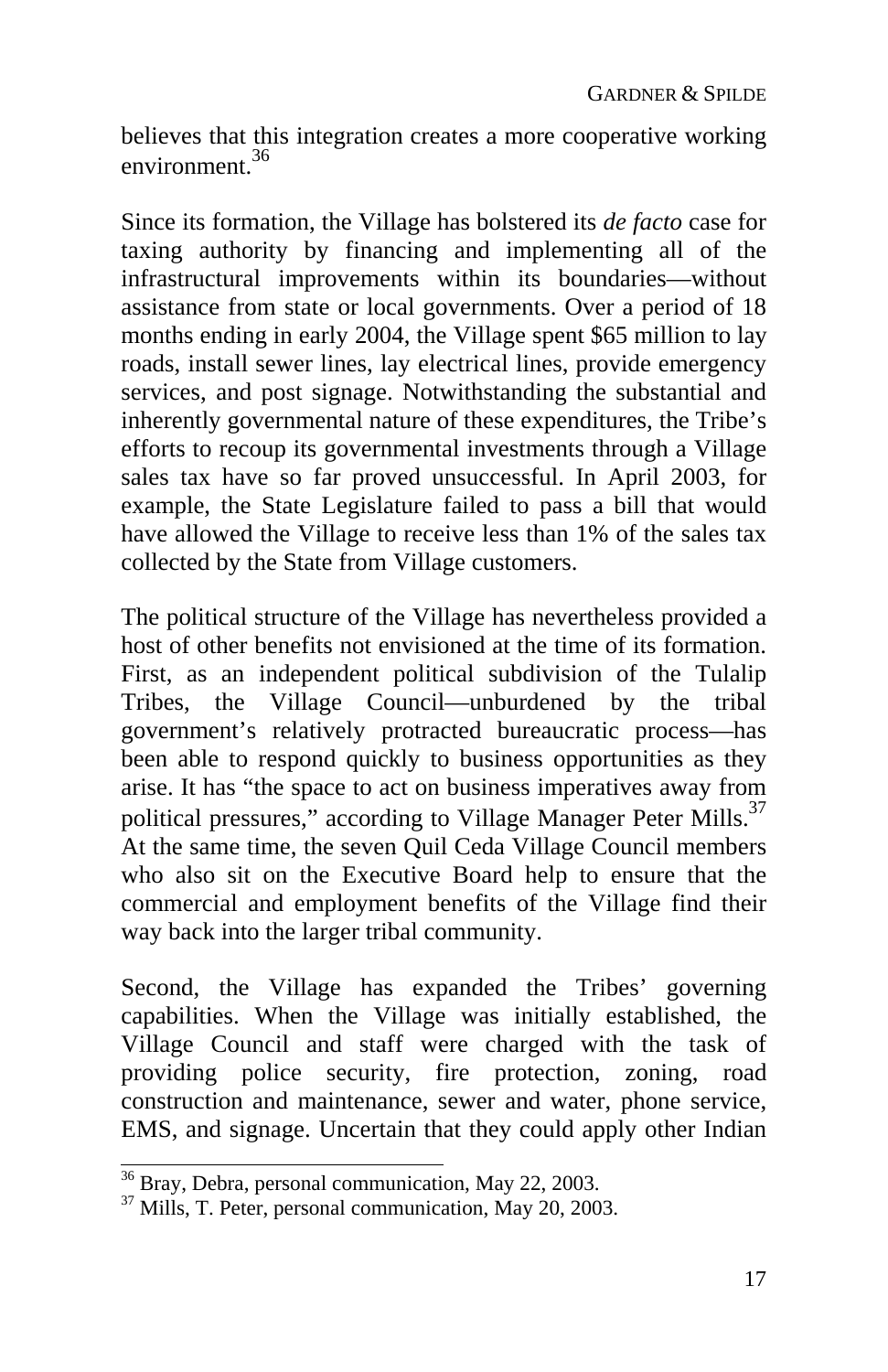believes that this integration creates a more cooperative working environment.[36]

Since its formation, the Village has bolstered its *de facto* case for taxing authority by financing and implementing all of the infrastructural improvements within its boundaries—without assistance from state or local governments. Over a period of 18 months ending in early 2004, the Village spent $65 million to lay roads, install sewer lines, lay electrical lines, provide emergency services, and post signage. Notwithstanding the substantial and inherently governmental nature of these expenditures, the Tribe's efforts to recoup its governmental investments through a Village sales tax have so far proved unsuccessful. In April 2003, for example, the State Legislature failed to pass a bill that would have allowed the Village to receive less than 1% of the sales tax collected by the State from Village customers.

The political structure of the Village has nevertheless provided a host of other benefits not envisioned at the time of its formation. First, as an independent political subdivision of the Tulalip Tribes, the Village Council—unburdened by the tribal government's relatively protracted bureaucratic process—has been able to respond quickly to business opportunities as they arise. It has "the space to act on business imperatives away from political pressures," according to Village Manager Peter Mills.[37] At the same time, the seven Quil Ceda Village Council members who also sit on the Executive Board help to ensure that the commercial and employment benefits of the Village find their way back into the larger tribal community.

Second, the Village has expanded the Tribes' governing capabilities. When the Village was initially established, the Village Council and staff were charged with the task of providing police security, fire protection, zoning, road construction and maintenance, sewer and water, phone service, EMS, and signage. Uncertain that they could apply other Indian

[36] Bray, Debra, personal communication, May 22, 2003.

[37] Mills, T. Peter, personal communication, May 20, 2003.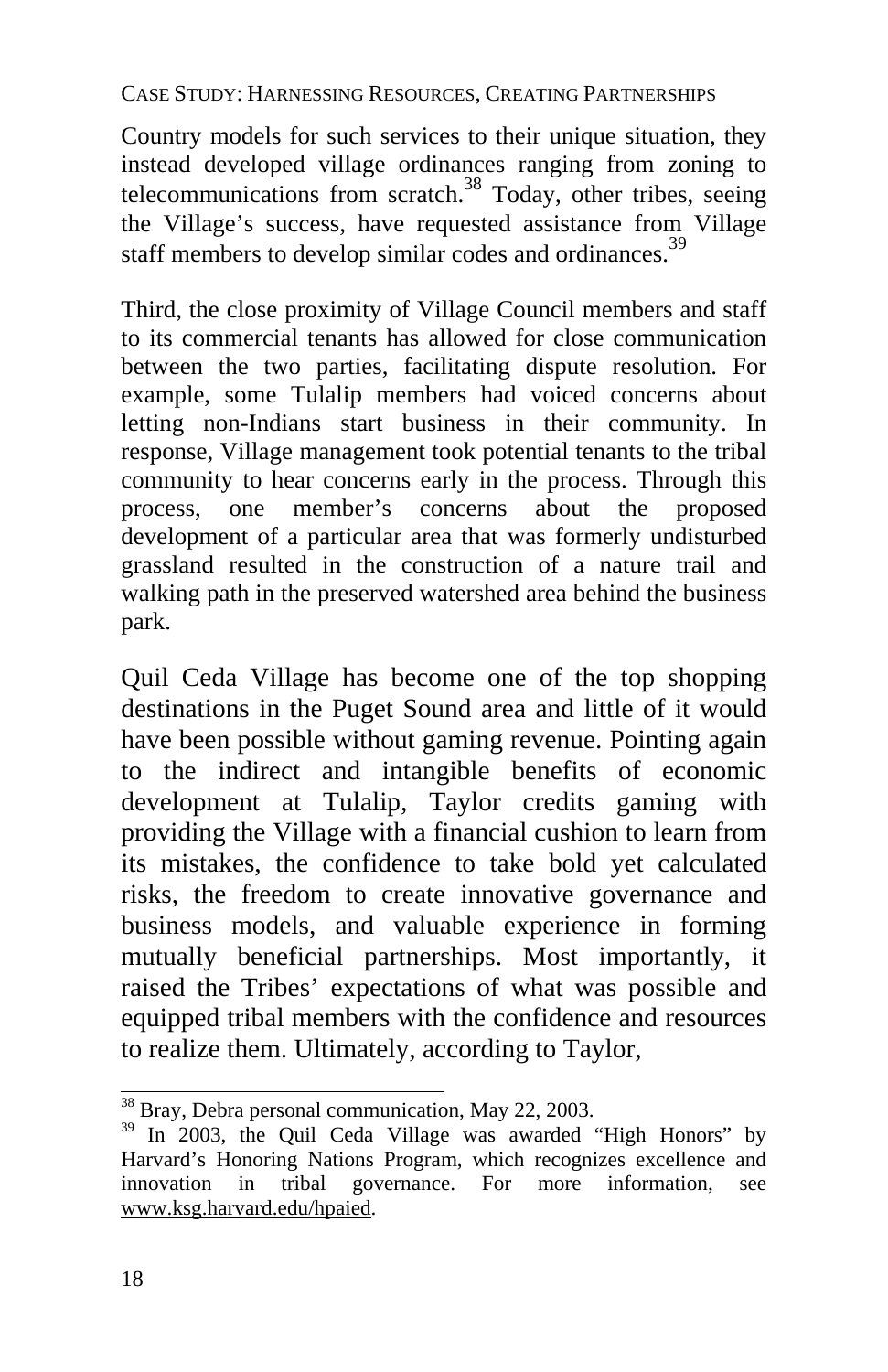Country models for such services to their unique situation, they instead developed village ordinances ranging from zoning to telecommunications from scratch.[38] Today, other tribes, seeing the Village's success, have requested assistance from Village staff members to develop similar codes and ordinances.[39]

Third, the close proximity of Village Council members and staff to its commercial tenants has allowed for close communication between the two parties, facilitating dispute resolution. For example, some Tulalip members had voiced concerns about letting non-Indians start business in their community. In response, Village management took potential tenants to the tribal community to hear concerns early in the process. Through this process, one member's concerns about the proposed development of a particular area that was formerly undisturbed grassland resulted in the construction of a nature trail and walking path in the preserved watershed area behind the business park.

Quil Ceda Village has become one of the top shopping destinations in the Puget Sound area and little of it would have been possible without gaming revenue. Pointing again to the indirect and intangible benefits of economic development at Tulalip, Taylor credits gaming with providing the Village with a financial cushion to learn from its mistakes, the confidence to take bold yet calculated risks, the freedom to create innovative governance and business models, and valuable experience in forming mutually beneficial partnerships. Most importantly, it raised the Tribes' expectations of what was possible and equipped tribal members with the confidence and resources to realize them. Ultimately, according to Taylor,

---

[38] Bray, Debra personal communication, May 22, 2003.

[39] In 2003, the Quil Ceda Village was awarded "High Honors" by Harvard's Honoring Nations Program, which recognizes excellence and innovation in tribal governance. For more information, see www.ksg.harvard.edu/hpaied.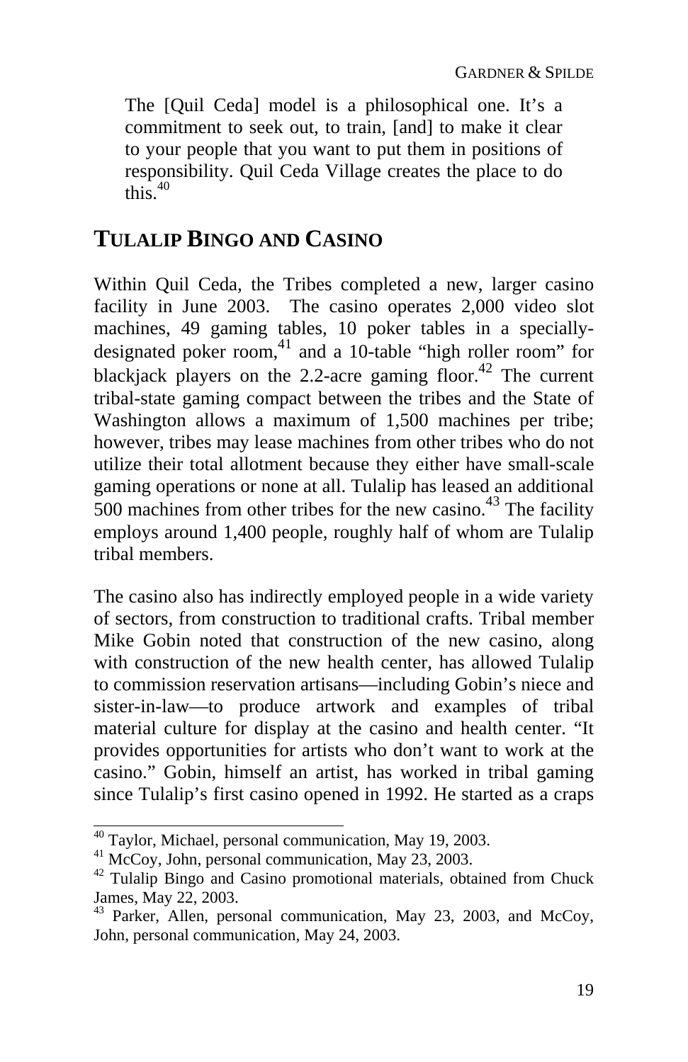> The [Quil Ceda] model is a philosophical one. It's a commitment to seek out, to train, [and] to make it clear to your people that you want to put them in positions of responsibility. Quil Ceda Village creates the place to do this.[40]

## TULALIP BINGO AND CASINO

Within Quil Ceda, the Tribes completed a new, larger casino facility in June 2003. The casino operates 2,000 video slot machines, 49 gaming tables, 10 poker tables in a specially-designated poker room,[41] and a 10-table "high roller room" for blackjack players on the 2.2-acre gaming floor.[42] The current tribal-state gaming compact between the tribes and the State of Washington allows a maximum of 1,500 machines per tribe; however, tribes may lease machines from other tribes who do not utilize their total allotment because they either have small-scale gaming operations or none at all. Tulalip has leased an additional 500 machines from other tribes for the new casino.[43] The facility employs around 1,400 people, roughly half of whom are Tulalip tribal members.

The casino also has indirectly employed people in a wide variety of sectors, from construction to traditional crafts. Tribal member Mike Gobin noted that construction of the new casino, along with construction of the new health center, has allowed Tulalip to commission reservation artisans—including Gobin's niece and sister-in-law—to produce artwork and examples of tribal material culture for display at the casino and health center. "It provides opportunities for artists who don't want to work at the casino." Gobin, himself an artist, has worked in tribal gaming since Tulalip's first casino opened in 1992. He started as a craps

---

[40] Taylor, Michael, personal communication, May 19, 2003.

[41] McCoy, John, personal communication, May 23, 2003.

[42] Tulalip Bingo and Casino promotional materials, obtained from Chuck James, May 22, 2003.

[43] Parker, Allen, personal communication, May 23, 2003, and McCoy, John, personal communication, May 24, 2003.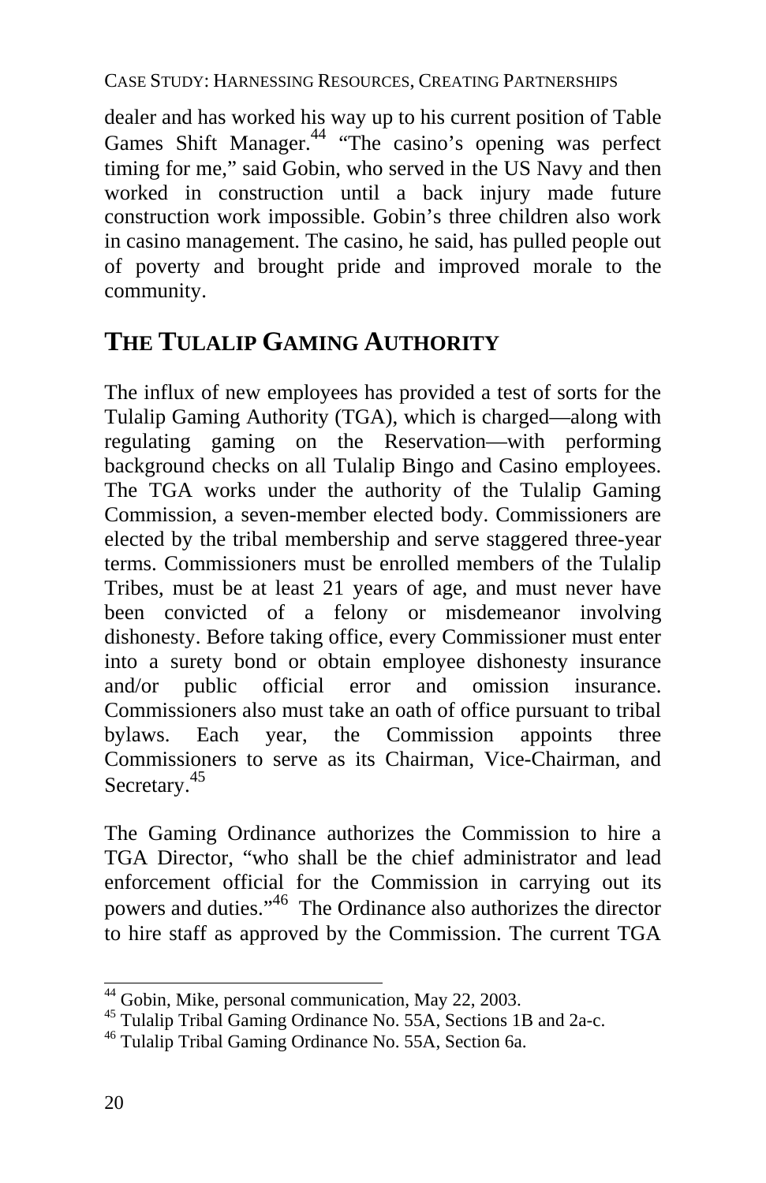dealer and has worked his way up to his current position of Table Games Shift Manager.[44] "The casino's opening was perfect timing for me," said Gobin, who served in the US Navy and then worked in construction until a back injury made future construction work impossible. Gobin's three children also work in casino management. The casino, he said, has pulled people out of poverty and brought pride and improved morale to the community.

## THE TULALIP GAMING AUTHORITY

The influx of new employees has provided a test of sorts for the Tulalip Gaming Authority (TGA), which is charged—along with regulating gaming on the Reservation—with performing background checks on all Tulalip Bingo and Casino employees. The TGA works under the authority of the Tulalip Gaming Commission, a seven-member elected body. Commissioners are elected by the tribal membership and serve staggered three-year terms. Commissioners must be enrolled members of the Tulalip Tribes, must be at least 21 years of age, and must never have been convicted of a felony or misdemeanor involving dishonesty. Before taking office, every Commissioner must enter into a surety bond or obtain employee dishonesty insurance and/or public official error and omission insurance. Commissioners also must take an oath of office pursuant to tribal bylaws. Each year, the Commission appoints three Commissioners to serve as its Chairman, Vice-Chairman, and Secretary.[45]

The Gaming Ordinance authorizes the Commission to hire a TGA Director, "who shall be the chief administrator and lead enforcement official for the Commission in carrying out its powers and duties."[46] The Ordinance also authorizes the director to hire staff as approved by the Commission. The current TGA

---

[44] Gobin, Mike, personal communication, May 22, 2003.

[45] Tulalip Tribal Gaming Ordinance No. 55A, Sections 1B and 2a-c.

[46] Tulalip Tribal Gaming Ordinance No. 55A, Section 6a.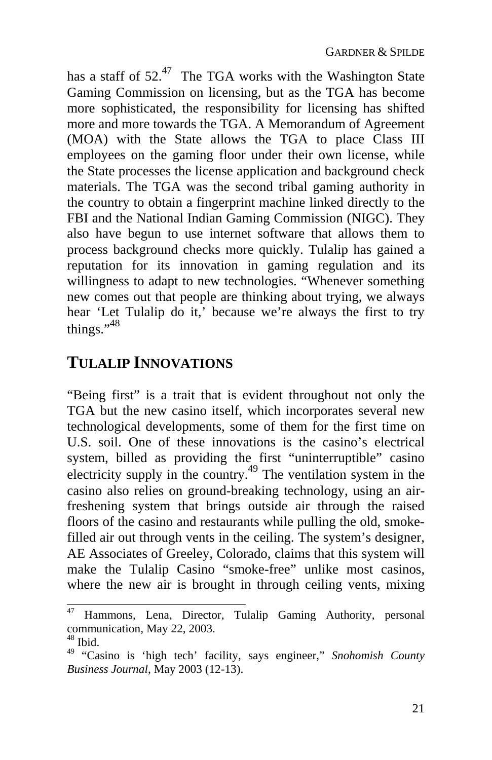has a staff of 52.[47] The TGA works with the Washington State Gaming Commission on licensing, but as the TGA has become more sophisticated, the responsibility for licensing has shifted more and more towards the TGA. A Memorandum of Agreement (MOA) with the State allows the TGA to place Class III employees on the gaming floor under their own license, while the State processes the license application and background check materials. The TGA was the second tribal gaming authority in the country to obtain a fingerprint machine linked directly to the FBI and the National Indian Gaming Commission (NIGC). They also have begun to use internet software that allows them to process background checks more quickly. Tulalip has gained a reputation for its innovation in gaming regulation and its willingness to adapt to new technologies. "Whenever something new comes out that people are thinking about trying, we always hear 'Let Tulalip do it,' because we're always the first to try things."[48]

## TULALIP INNOVATIONS

"Being first" is a trait that is evident throughout not only the TGA but the new casino itself, which incorporates several new technological developments, some of them for the first time on U.S. soil. One of these innovations is the casino's electrical system, billed as providing the first "uninterruptible" casino electricity supply in the country.[49] The ventilation system in the casino also relies on ground-breaking technology, using an air-freshening system that brings outside air through the raised floors of the casino and restaurants while pulling the old, smoke-filled air out through vents in the ceiling. The system's designer, AE Associates of Greeley, Colorado, claims that this system will make the Tulalip Casino "smoke-free" unlike most casinos, where the new air is brought in through ceiling vents, mixing

---

[47] Hammons, Lena, Director, Tulalip Gaming Authority, personal communication, May 22, 2003.

[48] Ibid.

[49] "Casino is 'high tech' facility, says engineer," *Snohomish County Business Journal*, May 2003 (12-13).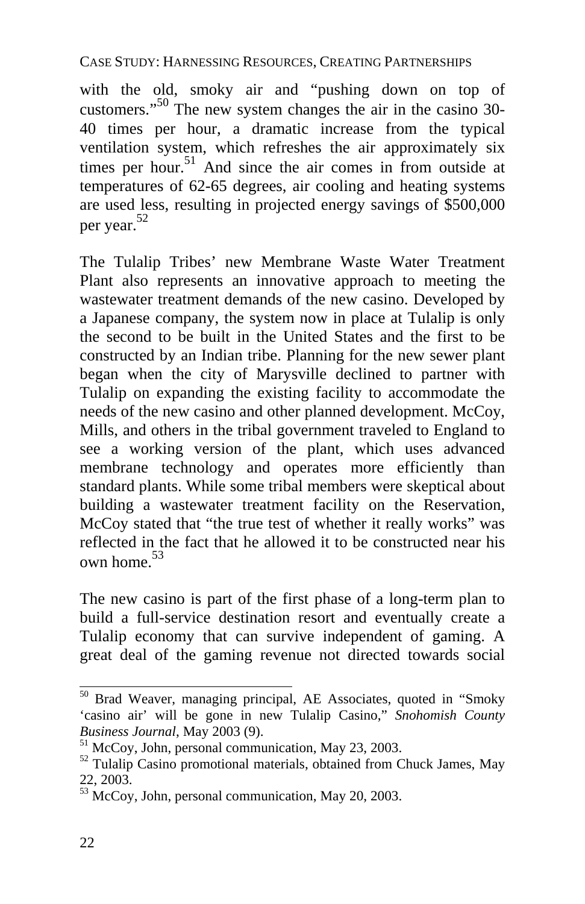with the old, smoky air and "pushing down on top of customers."[50] The new system changes the air in the casino 30-40 times per hour, a dramatic increase from the typical ventilation system, which refreshes the air approximately six times per hour.[51] And since the air comes in from outside at temperatures of 62-65 degrees, air cooling and heating systems are used less, resulting in projected energy savings of $500,000 per year.[52]

The Tulalip Tribes' new Membrane Waste Water Treatment Plant also represents an innovative approach to meeting the wastewater treatment demands of the new casino. Developed by a Japanese company, the system now in place at Tulalip is only the second to be built in the United States and the first to be constructed by an Indian tribe. Planning for the new sewer plant began when the city of Marysville declined to partner with Tulalip on expanding the existing facility to accommodate the needs of the new casino and other planned development. McCoy, Mills, and others in the tribal government traveled to England to see a working version of the plant, which uses advanced membrane technology and operates more efficiently than standard plants. While some tribal members were skeptical about building a wastewater treatment facility on the Reservation, McCoy stated that "the true test of whether it really works" was reflected in the fact that he allowed it to be constructed near his own home.[53]

The new casino is part of the first phase of a long-term plan to build a full-service destination resort and eventually create a Tulalip economy that can survive independent of gaming. A great deal of the gaming revenue not directed towards social

---

[50] Brad Weaver, managing principal, AE Associates, quoted in "Smoky 'casino air' will be gone in new Tulalip Casino," *Snohomish County Business Journal*, May 2003 (9).

[51] McCoy, John, personal communication, May 23, 2003.

[52] Tulalip Casino promotional materials, obtained from Chuck James, May 22, 2003.

[53] McCoy, John, personal communication, May 20, 2003.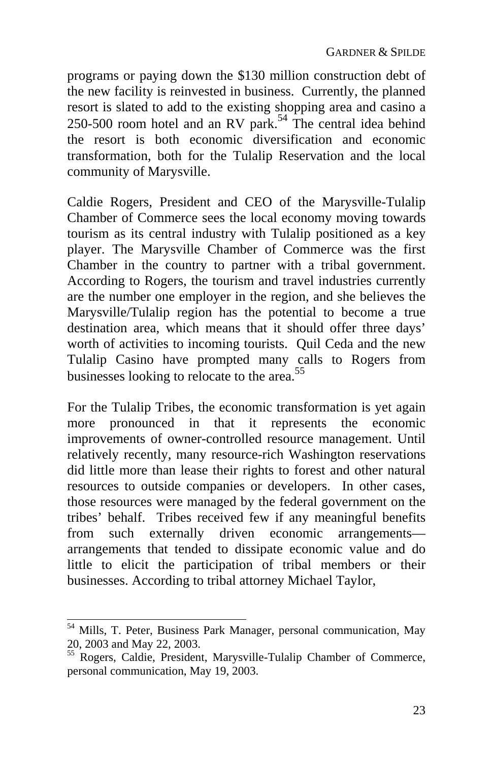programs or paying down the $130 million construction debt of the new facility is reinvested in business. Currently, the planned resort is slated to add to the existing shopping area and casino a 250-500 room hotel and an RV park.[54] The central idea behind the resort is both economic diversification and economic transformation, both for the Tulalip Reservation and the local community of Marysville.

Caldie Rogers, President and CEO of the Marysville-Tulalip Chamber of Commerce sees the local economy moving towards tourism as its central industry with Tulalip positioned as a key player. The Marysville Chamber of Commerce was the first Chamber in the country to partner with a tribal government. According to Rogers, the tourism and travel industries currently are the number one employer in the region, and she believes the Marysville/Tulalip region has the potential to become a true destination area, which means that it should offer three days' worth of activities to incoming tourists. Quil Ceda and the new Tulalip Casino have prompted many calls to Rogers from businesses looking to relocate to the area.[55]

For the Tulalip Tribes, the economic transformation is yet again more pronounced in that it represents the economic improvements of owner-controlled resource management. Until relatively recently, many resource-rich Washington reservations did little more than lease their rights to forest and other natural resources to outside companies or developers. In other cases, those resources were managed by the federal government on the tribes' behalf. Tribes received few if any meaningful benefits from such externally driven economic arrangements—arrangements that tended to dissipate economic value and do little to elicit the participation of tribal members or their businesses. According to tribal attorney Michael Taylor,

---

[54] Mills, T. Peter, Business Park Manager, personal communication, May 20, 2003 and May 22, 2003.

[55] Rogers, Caldie, President, Marysville-Tulalip Chamber of Commerce, personal communication, May 19, 2003.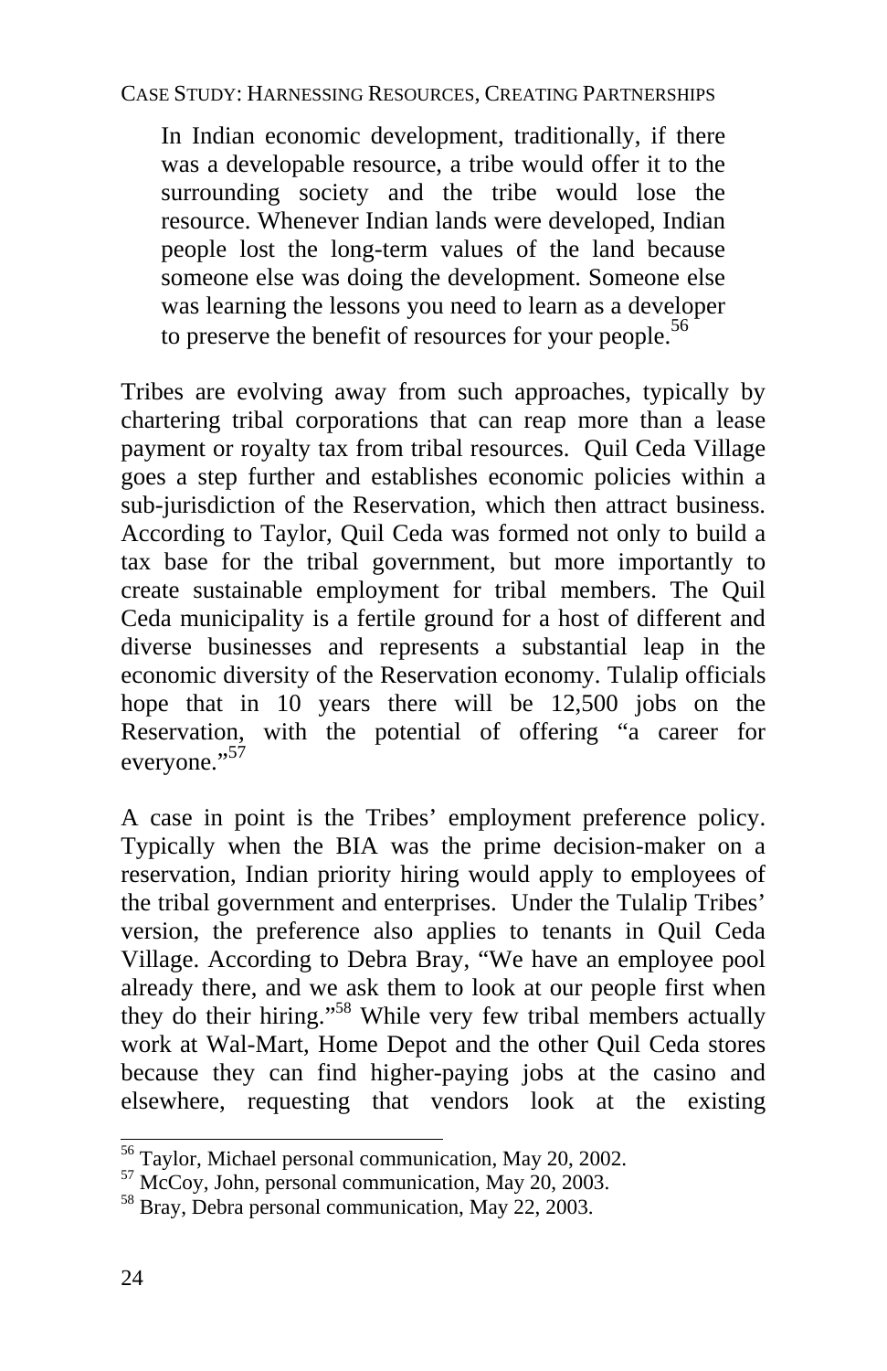> In Indian economic development, traditionally, if there was a developable resource, a tribe would offer it to the surrounding society and the tribe would lose the resource. Whenever Indian lands were developed, Indian people lost the long-term values of the land because someone else was doing the development. Someone else was learning the lessons you need to learn as a developer to preserve the benefit of resources for your people.[56]

Tribes are evolving away from such approaches, typically by chartering tribal corporations that can reap more than a lease payment or royalty tax from tribal resources. Quil Ceda Village goes a step further and establishes economic policies within a sub-jurisdiction of the Reservation, which then attract business. According to Taylor, Quil Ceda was formed not only to build a tax base for the tribal government, but more importantly to create sustainable employment for tribal members. The Quil Ceda municipality is a fertile ground for a host of different and diverse businesses and represents a substantial leap in the economic diversity of the Reservation economy. Tulalip officials hope that in 10 years there will be 12,500 jobs on the Reservation, with the potential of offering "a career for everyone."[57]

A case in point is the Tribes' employment preference policy. Typically when the BIA was the prime decision-maker on a reservation, Indian priority hiring would apply to employees of the tribal government and enterprises. Under the Tulalip Tribes' version, the preference also applies to tenants in Quil Ceda Village. According to Debra Bray, "We have an employee pool already there, and we ask them to look at our people first when they do their hiring."[58] While very few tribal members actually work at Wal-Mart, Home Depot and the other Quil Ceda stores because they can find higher-paying jobs at the casino and elsewhere, requesting that vendors look at the existing

---

[56] Taylor, Michael personal communication, May 20, 2002.

[57] McCoy, John, personal communication, May 20, 2003.

[58] Bray, Debra personal communication, May 22, 2003.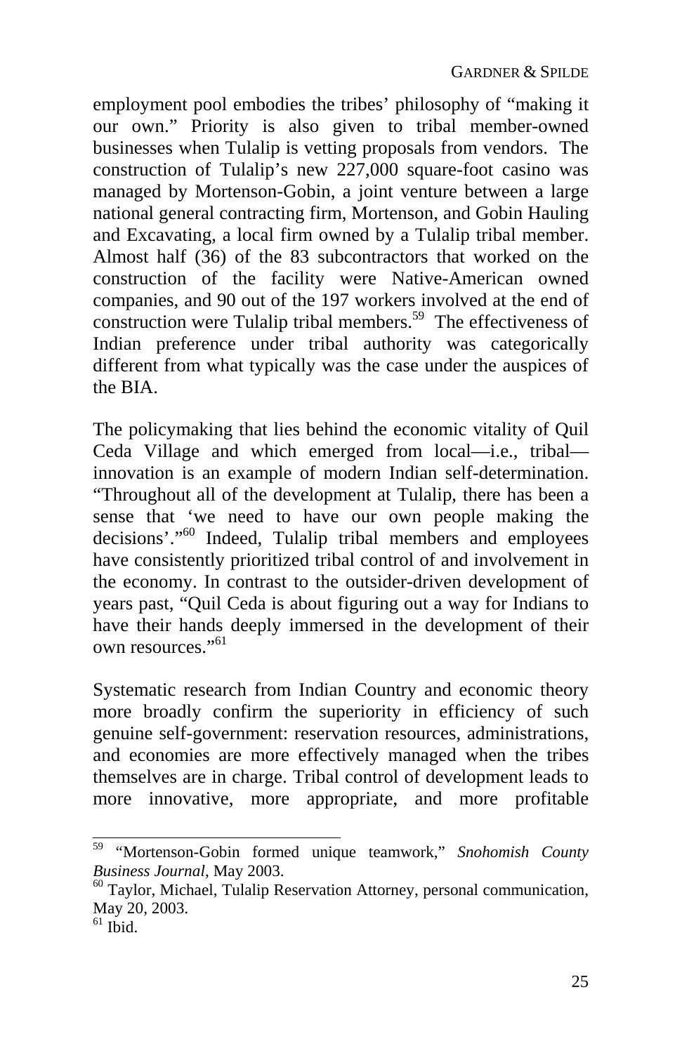employment pool embodies the tribes' philosophy of "making it our own." Priority is also given to tribal member-owned businesses when Tulalip is vetting proposals from vendors. The construction of Tulalip's new 227,000 square-foot casino was managed by Mortenson-Gobin, a joint venture between a large national general contracting firm, Mortenson, and Gobin Hauling and Excavating, a local firm owned by a Tulalip tribal member. Almost half (36) of the 83 subcontractors that worked on the construction of the facility were Native-American owned companies, and 90 out of the 197 workers involved at the end of construction were Tulalip tribal members.[59] The effectiveness of Indian preference under tribal authority was categorically different from what typically was the case under the auspices of the BIA.

The policymaking that lies behind the economic vitality of Quil Ceda Village and which emerged from local—i.e., tribal—innovation is an example of modern Indian self-determination. "Throughout all of the development at Tulalip, there has been a sense that 'we need to have our own people making the decisions'."[60] Indeed, Tulalip tribal members and employees have consistently prioritized tribal control of and involvement in the economy. In contrast to the outsider-driven development of years past, "Quil Ceda is about figuring out a way for Indians to have their hands deeply immersed in the development of their own resources."[61]

Systematic research from Indian Country and economic theory more broadly confirm the superiority in efficiency of such genuine self-government: reservation resources, administrations, and economies are more effectively managed when the tribes themselves are in charge. Tribal control of development leads to more innovative, more appropriate, and more profitable

---

[59] "Mortenson-Gobin formed unique teamwork," *Snohomish County Business Journal*, May 2003.

[60] Taylor, Michael, Tulalip Reservation Attorney, personal communication, May 20, 2003.

[61] Ibid.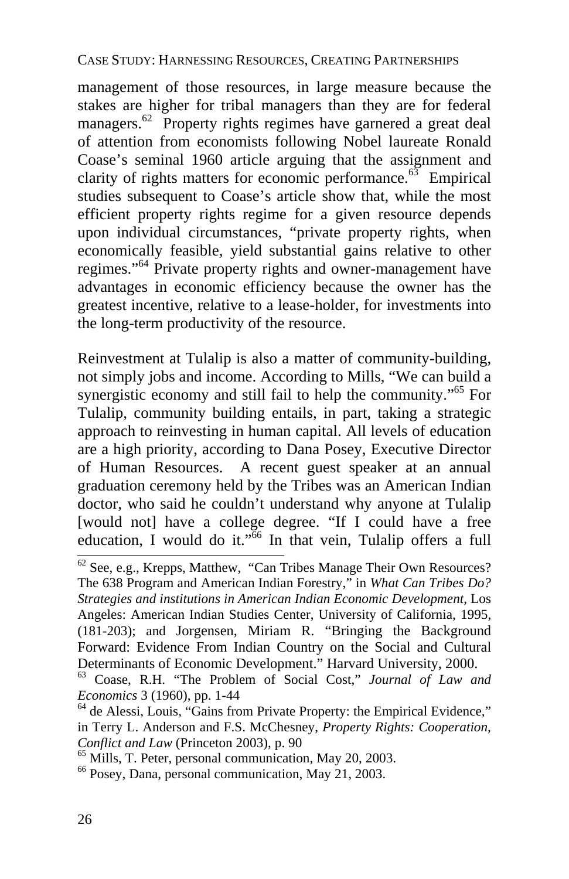management of those resources, in large measure because the stakes are higher for tribal managers than they are for federal managers.[62] Property rights regimes have garnered a great deal of attention from economists following Nobel laureate Ronald Coase's seminal 1960 article arguing that the assignment and clarity of rights matters for economic performance.[63] Empirical studies subsequent to Coase's article show that, while the most efficient property rights regime for a given resource depends upon individual circumstances, "private property rights, when economically feasible, yield substantial gains relative to other regimes."[64] Private property rights and owner-management have advantages in economic efficiency because the owner has the greatest incentive, relative to a lease-holder, for investments into the long-term productivity of the resource.

Reinvestment at Tulalip is also a matter of community-building, not simply jobs and income. According to Mills, "We can build a synergistic economy and still fail to help the community."[65] For Tulalip, community building entails, in part, taking a strategic approach to reinvesting in human capital. All levels of education are a high priority, according to Dana Posey, Executive Director of Human Resources. A recent guest speaker at an annual graduation ceremony held by the Tribes was an American Indian doctor, who said he couldn't understand why anyone at Tulalip [would not] have a college degree. "If I could have a free education, I would do it."[66] In that vein, Tulalip offers a full

---

[62] See, e.g., Krepps, Matthew, "Can Tribes Manage Their Own Resources? The 638 Program and American Indian Forestry," in *What Can Tribes Do? Strategies and institutions in American Indian Economic Development*, Los Angeles: American Indian Studies Center, University of California, 1995, (181-203); and Jorgensen, Miriam R. "Bringing the Background Forward: Evidence From Indian Country on the Social and Cultural Determinants of Economic Development." Harvard University, 2000.

[63] Coase, R.H. "The Problem of Social Cost," *Journal of Law and Economics* 3 (1960), pp. 1-44

[64] de Alessi, Louis, "Gains from Private Property: the Empirical Evidence," in Terry L. Anderson and F.S. McChesney, *Property Rights: Cooperation, Conflict and Law* (Princeton 2003), p. 90

[65] Mills, T. Peter, personal communication, May 20, 2003.

[66] Posey, Dana, personal communication, May 21, 2003.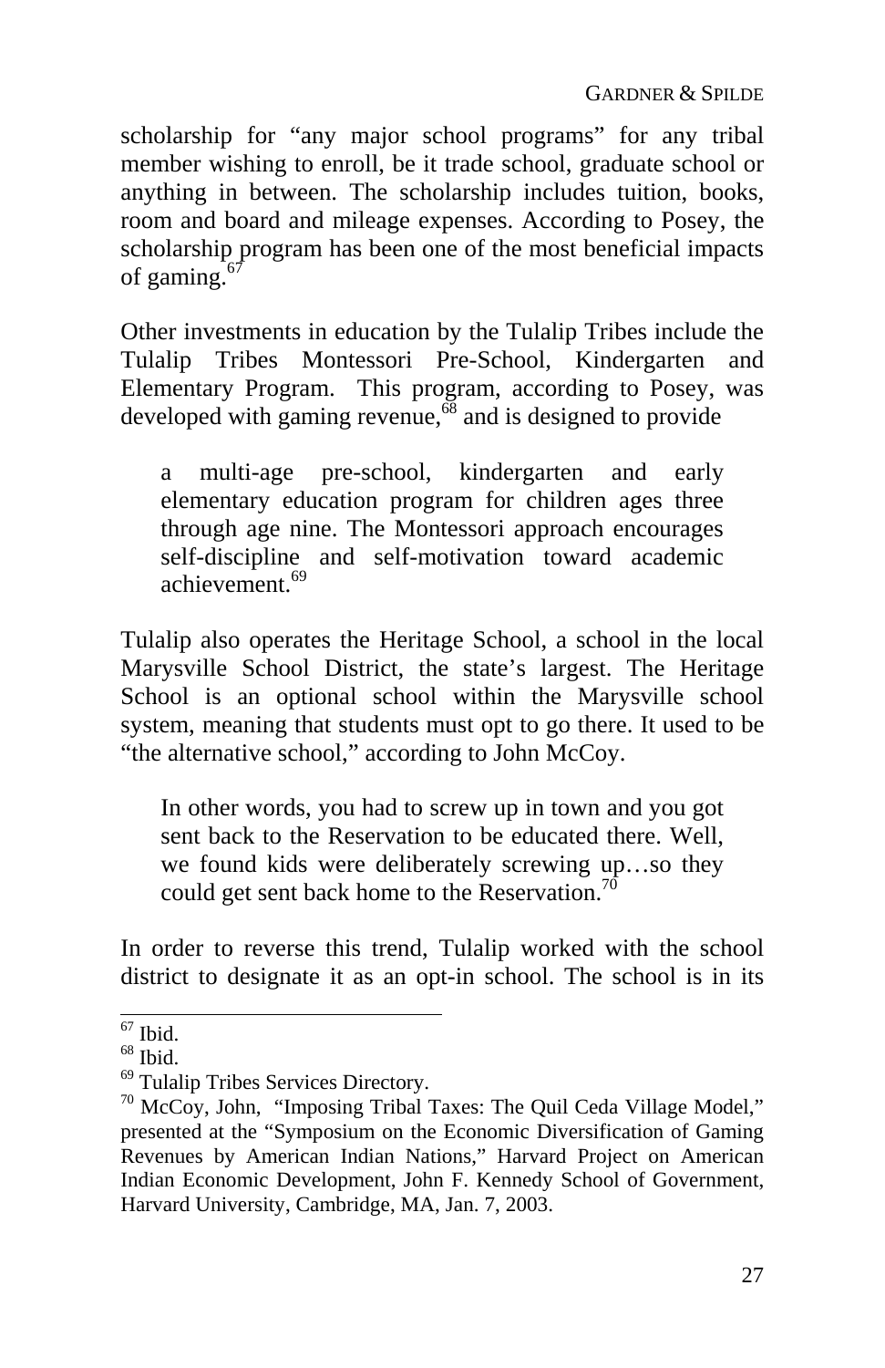scholarship for "any major school programs" for any tribal member wishing to enroll, be it trade school, graduate school or anything in between. The scholarship includes tuition, books, room and board and mileage expenses. According to Posey, the scholarship program has been one of the most beneficial impacts of gaming.[67]

Other investments in education by the Tulalip Tribes include the Tulalip Tribes Montessori Pre-School, Kindergarten and Elementary Program. This program, according to Posey, was developed with gaming revenue,[68] and is designed to provide

> a multi-age pre-school, kindergarten and early elementary education program for children ages three through age nine. The Montessori approach encourages self-discipline and self-motivation toward academic achievement.[69]

Tulalip also operates the Heritage School, a school in the local Marysville School District, the state's largest. The Heritage School is an optional school within the Marysville school system, meaning that students must opt to go there. It used to be "the alternative school," according to John McCoy.

> In other words, you had to screw up in town and you got sent back to the Reservation to be educated there. Well, we found kids were deliberately screwing up…so they could get sent back home to the Reservation.[70]

In order to reverse this trend, Tulalip worked with the school district to designate it as an opt-in school. The school is in its

---

[67] Ibid.

[68] Ibid.

[69] Tulalip Tribes Services Directory.

[70] McCoy, John, "Imposing Tribal Taxes: The Quil Ceda Village Model," presented at the "Symposium on the Economic Diversification of Gaming Revenues by American Indian Nations," Harvard Project on American Indian Economic Development, John F. Kennedy School of Government, Harvard University, Cambridge, MA, Jan. 7, 2003.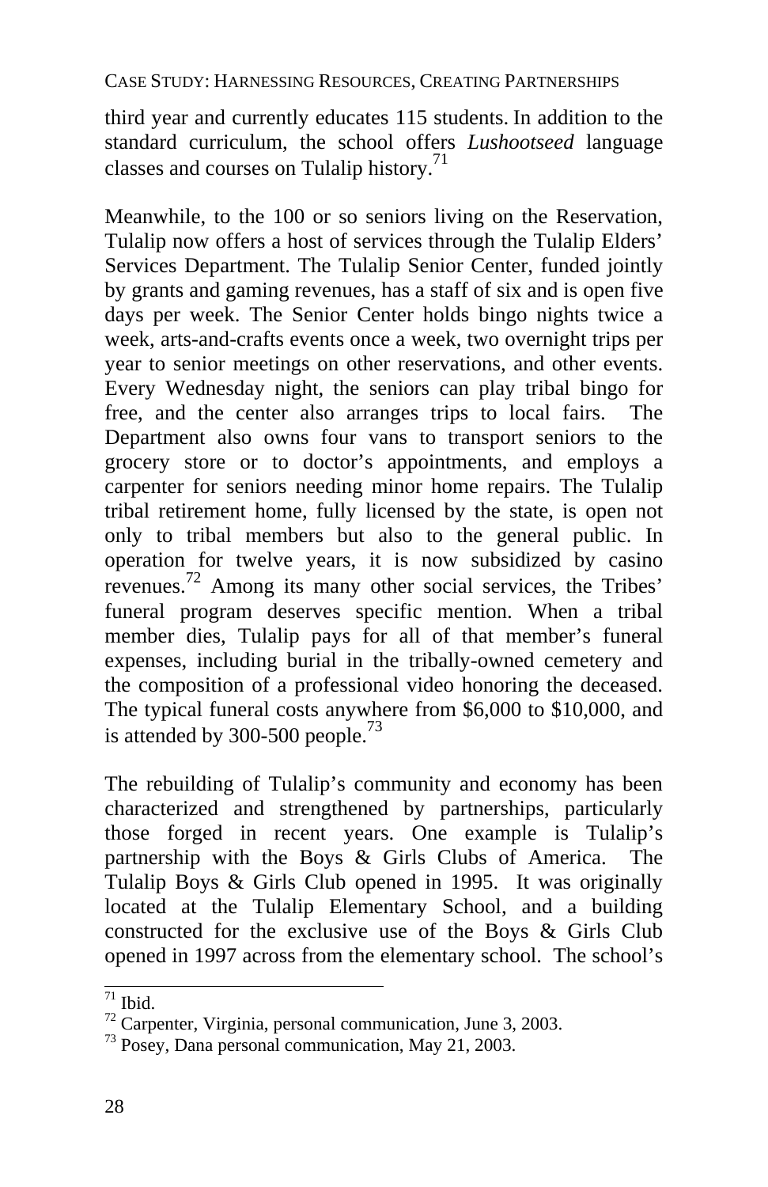third year and currently educates 115 students. In addition to the standard curriculum, the school offers *Lushootseed* language classes and courses on Tulalip history.[71]

Meanwhile, to the 100 or so seniors living on the Reservation, Tulalip now offers a host of services through the Tulalip Elders' Services Department. The Tulalip Senior Center, funded jointly by grants and gaming revenues, has a staff of six and is open five days per week. The Senior Center holds bingo nights twice a week, arts-and-crafts events once a week, two overnight trips per year to senior meetings on other reservations, and other events. Every Wednesday night, the seniors can play tribal bingo for free, and the center also arranges trips to local fairs. The Department also owns four vans to transport seniors to the grocery store or to doctor's appointments, and employs a carpenter for seniors needing minor home repairs. The Tulalip tribal retirement home, fully licensed by the state, is open not only to tribal members but also to the general public. In operation for twelve years, it is now subsidized by casino revenues.[72] Among its many other social services, the Tribes' funeral program deserves specific mention. When a tribal member dies, Tulalip pays for all of that member's funeral expenses, including burial in the tribally-owned cemetery and the composition of a professional video honoring the deceased. The typical funeral costs anywhere from $6,000 to $10,000, and is attended by 300-500 people.[73]

The rebuilding of Tulalip's community and economy has been characterized and strengthened by partnerships, particularly those forged in recent years. One example is Tulalip's partnership with the Boys & Girls Clubs of America. The Tulalip Boys & Girls Club opened in 1995. It was originally located at the Tulalip Elementary School, and a building constructed for the exclusive use of the Boys & Girls Club opened in 1997 across from the elementary school. The school's

---

[71] Ibid.

[72] Carpenter, Virginia, personal communication, June 3, 2003.

[73] Posey, Dana personal communication, May 21, 2003.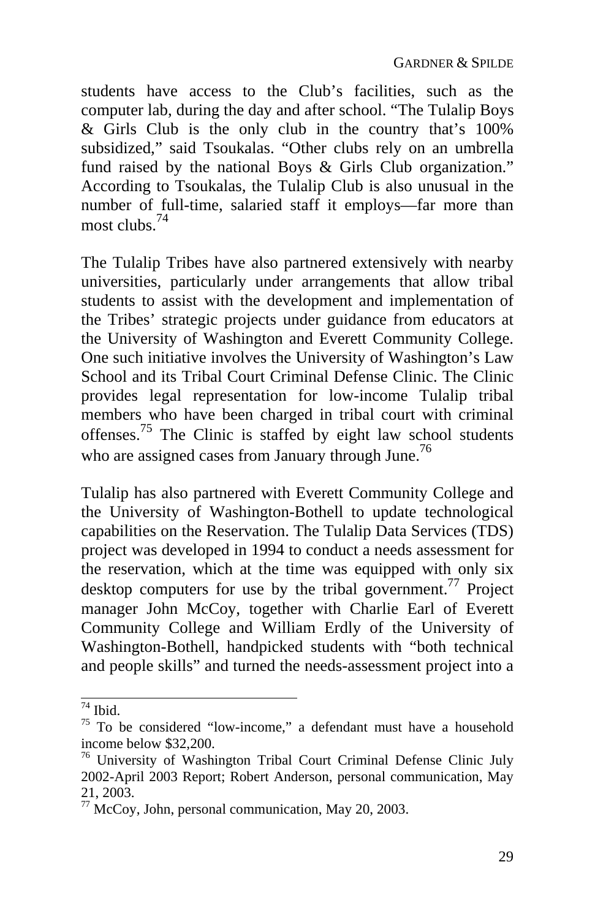students have access to the Club's facilities, such as the computer lab, during the day and after school. "The Tulalip Boys & Girls Club is the only club in the country that's 100% subsidized," said Tsoukalas. "Other clubs rely on an umbrella fund raised by the national Boys & Girls Club organization." According to Tsoukalas, the Tulalip Club is also unusual in the number of full-time, salaried staff it employs—far more than most clubs.[74]

The Tulalip Tribes have also partnered extensively with nearby universities, particularly under arrangements that allow tribal students to assist with the development and implementation of the Tribes' strategic projects under guidance from educators at the University of Washington and Everett Community College. One such initiative involves the University of Washington's Law School and its Tribal Court Criminal Defense Clinic. The Clinic provides legal representation for low-income Tulalip tribal members who have been charged in tribal court with criminal offenses.[75] The Clinic is staffed by eight law school students who are assigned cases from January through June.[76]

Tulalip has also partnered with Everett Community College and the University of Washington-Bothell to update technological capabilities on the Reservation. The Tulalip Data Services (TDS) project was developed in 1994 to conduct a needs assessment for the reservation, which at the time was equipped with only six desktop computers for use by the tribal government.[77] Project manager John McCoy, together with Charlie Earl of Everett Community College and William Erdly of the University of Washington-Bothell, handpicked students with "both technical and people skills" and turned the needs-assessment project into a

---

[74] Ibid.

[75] To be considered "low-income," a defendant must have a household income below $32,200.

[76] University of Washington Tribal Court Criminal Defense Clinic July 2002-April 2003 Report; Robert Anderson, personal communication, May 21, 2003.

[77] McCoy, John, personal communication, May 20, 2003.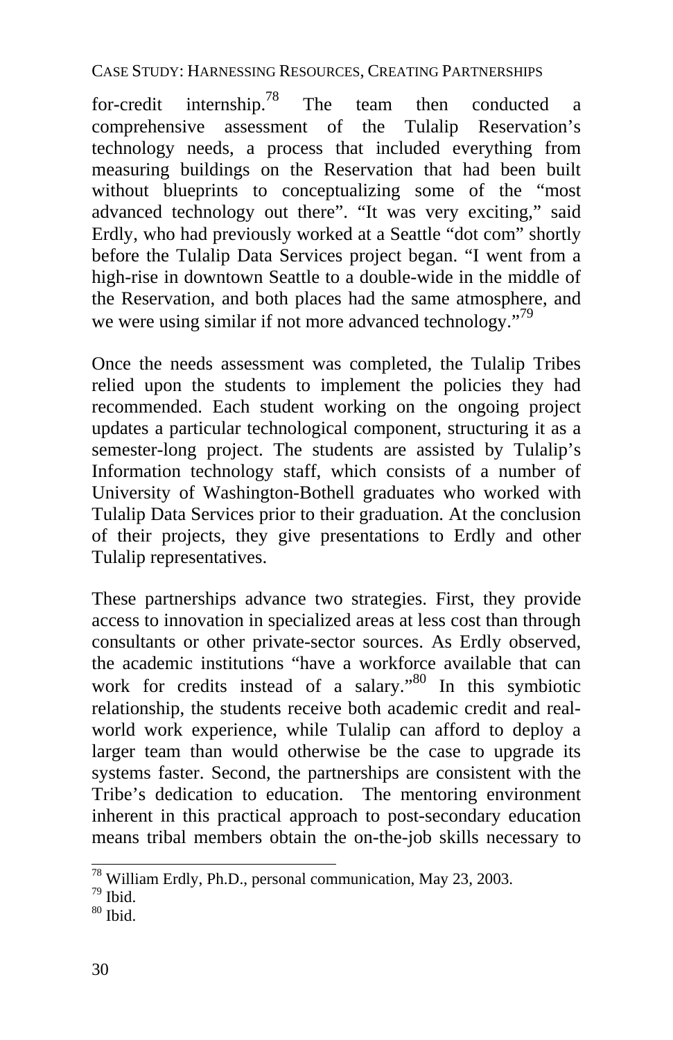for-credit internship.[78] The team then conducted a comprehensive assessment of the Tulalip Reservation's technology needs, a process that included everything from measuring buildings on the Reservation that had been built without blueprints to conceptualizing some of the "most advanced technology out there". "It was very exciting," said Erdly, who had previously worked at a Seattle "dot com" shortly before the Tulalip Data Services project began. "I went from a high-rise in downtown Seattle to a double-wide in the middle of the Reservation, and both places had the same atmosphere, and we were using similar if not more advanced technology."[79]

Once the needs assessment was completed, the Tulalip Tribes relied upon the students to implement the policies they had recommended. Each student working on the ongoing project updates a particular technological component, structuring it as a semester-long project. The students are assisted by Tulalip's Information technology staff, which consists of a number of University of Washington-Bothell graduates who worked with Tulalip Data Services prior to their graduation. At the conclusion of their projects, they give presentations to Erdly and other Tulalip representatives.

These partnerships advance two strategies. First, they provide access to innovation in specialized areas at less cost than through consultants or other private-sector sources. As Erdly observed, the academic institutions "have a workforce available that can work for credits instead of a salary."[80] In this symbiotic relationship, the students receive both academic credit and real-world work experience, while Tulalip can afford to deploy a larger team than would otherwise be the case to upgrade its systems faster. Second, the partnerships are consistent with the Tribe's dedication to education. The mentoring environment inherent in this practical approach to post-secondary education means tribal members obtain the on-the-job skills necessary to

[78] William Erdly, Ph.D., personal communication, May 23, 2003.
[79] Ibid.
[80] Ibid.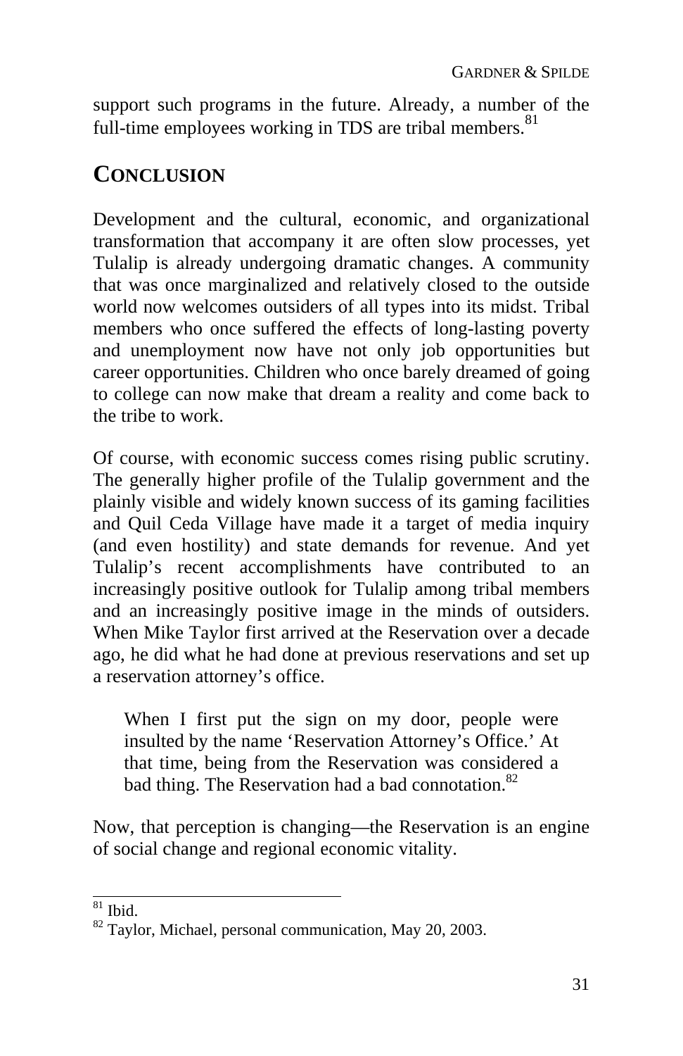support such programs in the future. Already, a number of the full-time employees working in TDS are tribal members.[81]

## CONCLUSION

Development and the cultural, economic, and organizational transformation that accompany it are often slow processes, yet Tulalip is already undergoing dramatic changes. A community that was once marginalized and relatively closed to the outside world now welcomes outsiders of all types into its midst. Tribal members who once suffered the effects of long-lasting poverty and unemployment now have not only job opportunities but career opportunities. Children who once barely dreamed of going to college can now make that dream a reality and come back to the tribe to work.

Of course, with economic success comes rising public scrutiny. The generally higher profile of the Tulalip government and the plainly visible and widely known success of its gaming facilities and Quil Ceda Village have made it a target of media inquiry (and even hostility) and state demands for revenue. And yet Tulalip's recent accomplishments have contributed to an increasingly positive outlook for Tulalip among tribal members and an increasingly positive image in the minds of outsiders. When Mike Taylor first arrived at the Reservation over a decade ago, he did what he had done at previous reservations and set up a reservation attorney's office.

> When I first put the sign on my door, people were insulted by the name 'Reservation Attorney's Office.' At that time, being from the Reservation was considered a bad thing. The Reservation had a bad connotation.[82]

Now, that perception is changing—the Reservation is an engine of social change and regional economic vitality.

---

[81] Ibid.

[82] Taylor, Michael, personal communication, May 20, 2003.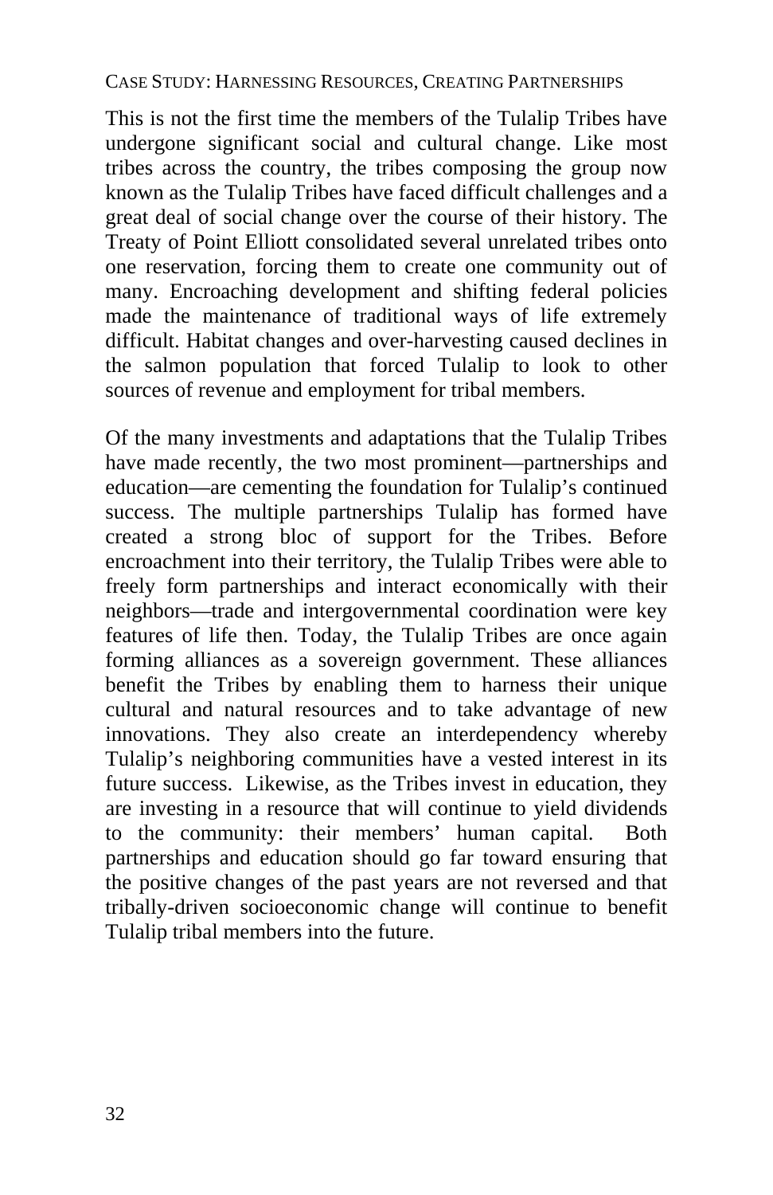This is not the first time the members of the Tulalip Tribes have undergone significant social and cultural change. Like most tribes across the country, the tribes composing the group now known as the Tulalip Tribes have faced difficult challenges and a great deal of social change over the course of their history. The Treaty of Point Elliott consolidated several unrelated tribes onto one reservation, forcing them to create one community out of many. Encroaching development and shifting federal policies made the maintenance of traditional ways of life extremely difficult. Habitat changes and over-harvesting caused declines in the salmon population that forced Tulalip to look to other sources of revenue and employment for tribal members.

Of the many investments and adaptations that the Tulalip Tribes have made recently, the two most prominent—partnerships and education—are cementing the foundation for Tulalip's continued success. The multiple partnerships Tulalip has formed have created a strong bloc of support for the Tribes. Before encroachment into their territory, the Tulalip Tribes were able to freely form partnerships and interact economically with their neighbors—trade and intergovernmental coordination were key features of life then. Today, the Tulalip Tribes are once again forming alliances as a sovereign government. These alliances benefit the Tribes by enabling them to harness their unique cultural and natural resources and to take advantage of new innovations. They also create an interdependency whereby Tulalip's neighboring communities have a vested interest in its future success. Likewise, as the Tribes invest in education, they are investing in a resource that will continue to yield dividends to the community: their members' human capital. Both partnerships and education should go far toward ensuring that the positive changes of the past years are not reversed and that tribally-driven socioeconomic change will continue to benefit Tulalip tribal members into the future.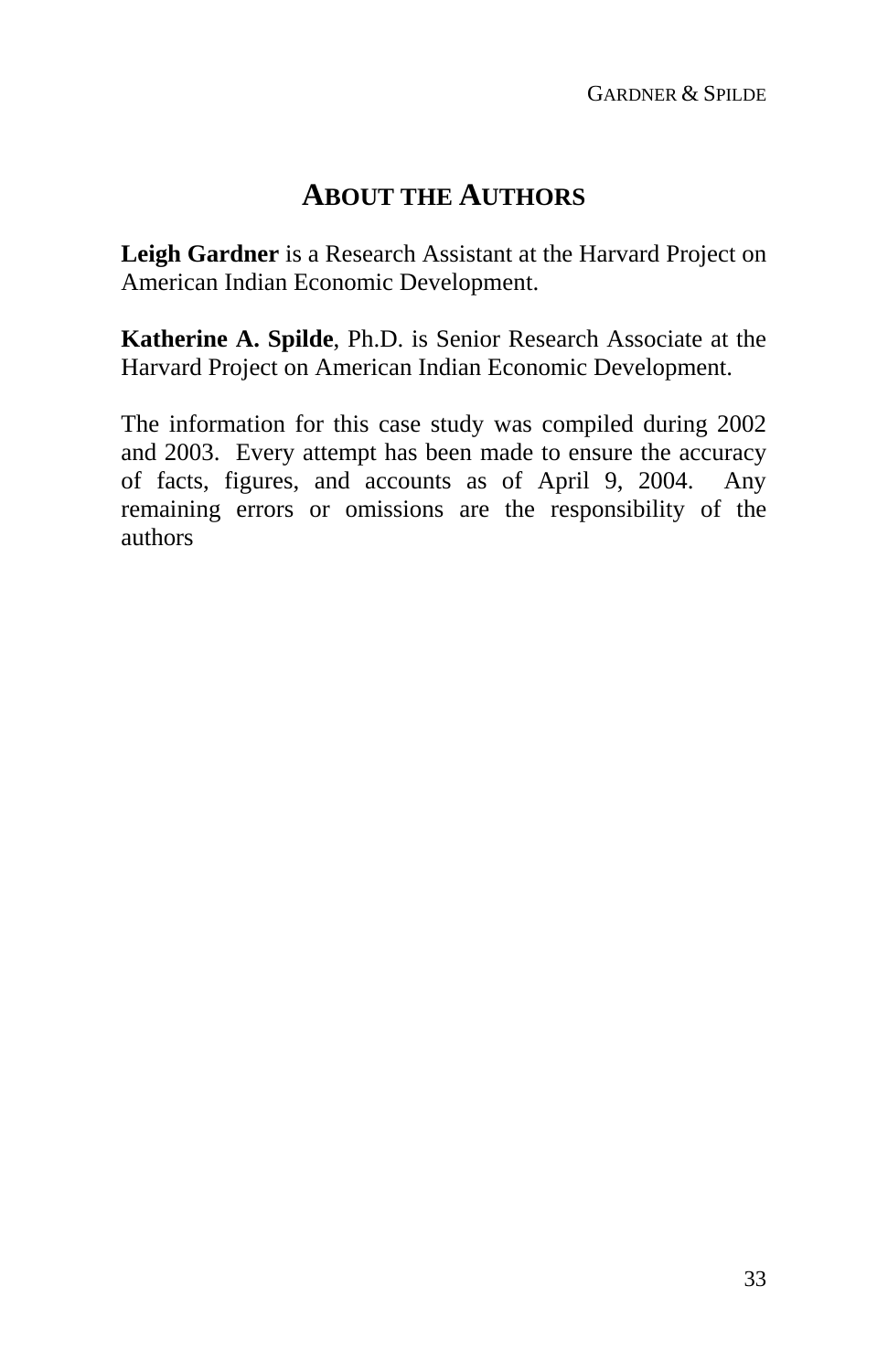# About the Authors

**Leigh Gardner** is a Research Assistant at the Harvard Project on American Indian Economic Development.

**Katherine A. Spilde**, Ph.D. is Senior Research Associate at the Harvard Project on American Indian Economic Development.

The information for this case study was compiled during 2002 and 2003. Every attempt has been made to ensure the accuracy of facts, figures, and accounts as of April 9, 2004. Any remaining errors or omissions are the responsibility of the authors